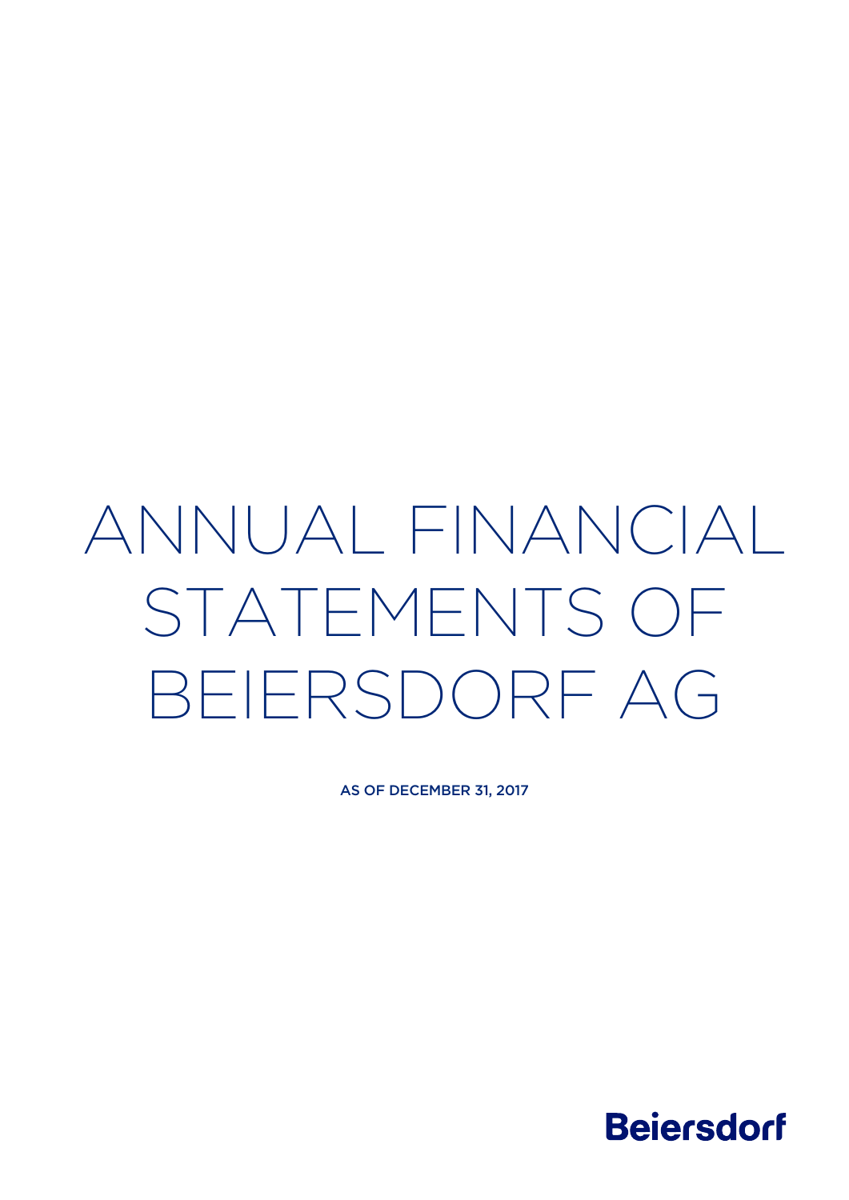# ANNUAL FINANCIAL STATEMENTS OF BEIERSDORF AG

AS OF DECEMBER 31, 2017

Beiersdorf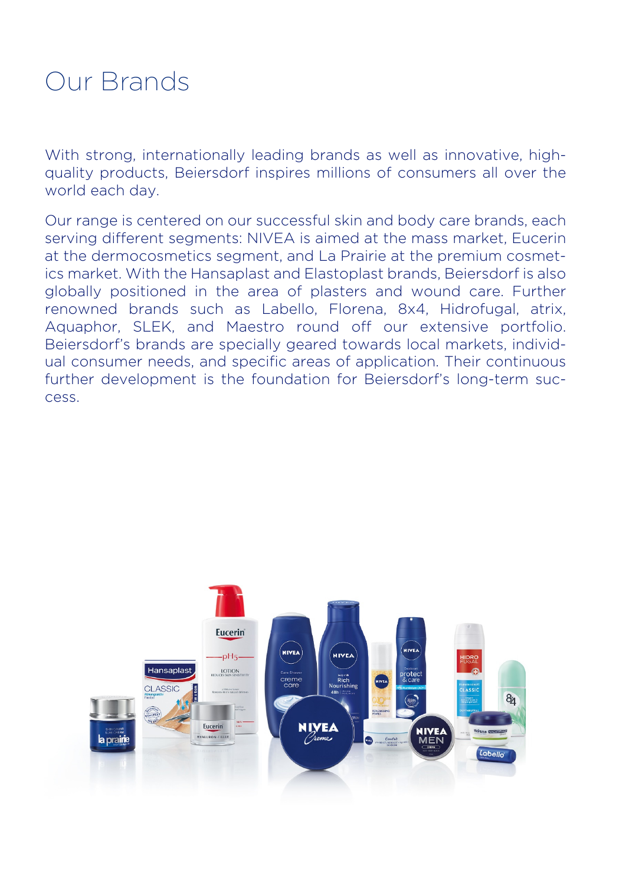# Our Brands

With strong, internationally leading brands as well as innovative, high-quality products, Beiersdorf inspires millions of consumers all over the world each day.

Our range is centered on our successful skin and body care brands, each serving different segments: NIVEA is aimed at the mass market, Eucerin at the dermocosmetics segment, and La Prairie at the premium cosmetics market. With the Hansaplast and Elastoplast brands, Beiersdorf is also globally positioned in the area of plasters and wound care. Further renowned brands such as Labello, Florena, 8x4, Hidrofugal, atrix, Aquaphor, SLEK, and Maestro round off our extensive portfolio. Beiersdorf's brands are specially geared towards local markets, individual consumer needs, and specific areas of application. Their continuous further development is the foundation for Beiersdorf's long-term success.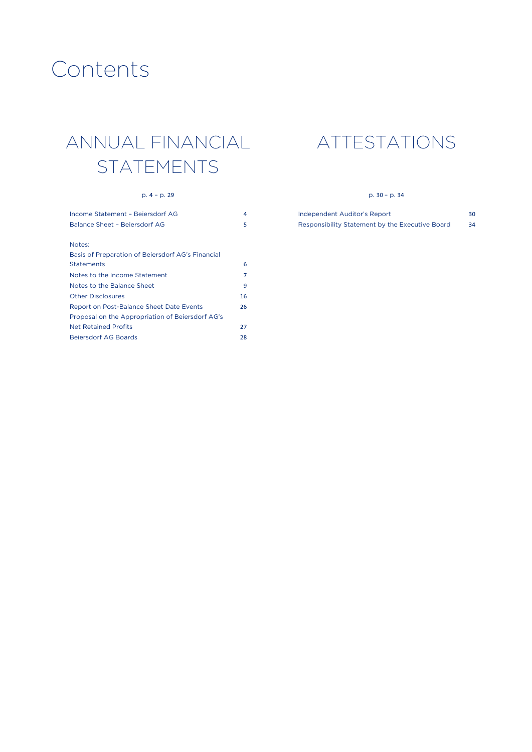# Contents

## ANNUAL FINANCIAL STATEMENTS

p. 4 – p. 29

| | |
|---|---|
| Income Statement – Beiersdorf AG | 4 |
| Balance Sheet – Beiersdorf AG | 5 |

Notes:

| | |
|---|---|
| Basis of Preparation of Beiersdorf AG's Financial Statements | 6 |
| Notes to the Income Statement | 7 |
| Notes to the Balance Sheet | 9 |
| Other Disclosures | 16 |
| Report on Post-Balance Sheet Date Events | 26 |
| Proposal on the Appropriation of Beiersdorf AG's Net Retained Profits | 27 |
| Beiersdorf AG Boards | 28 |

## ATTESTATIONS

p. 30 – p. 34

| | |
|---|---|
| Independent Auditor's Report | 30 |
| Responsibility Statement by the Executive Board | 34 |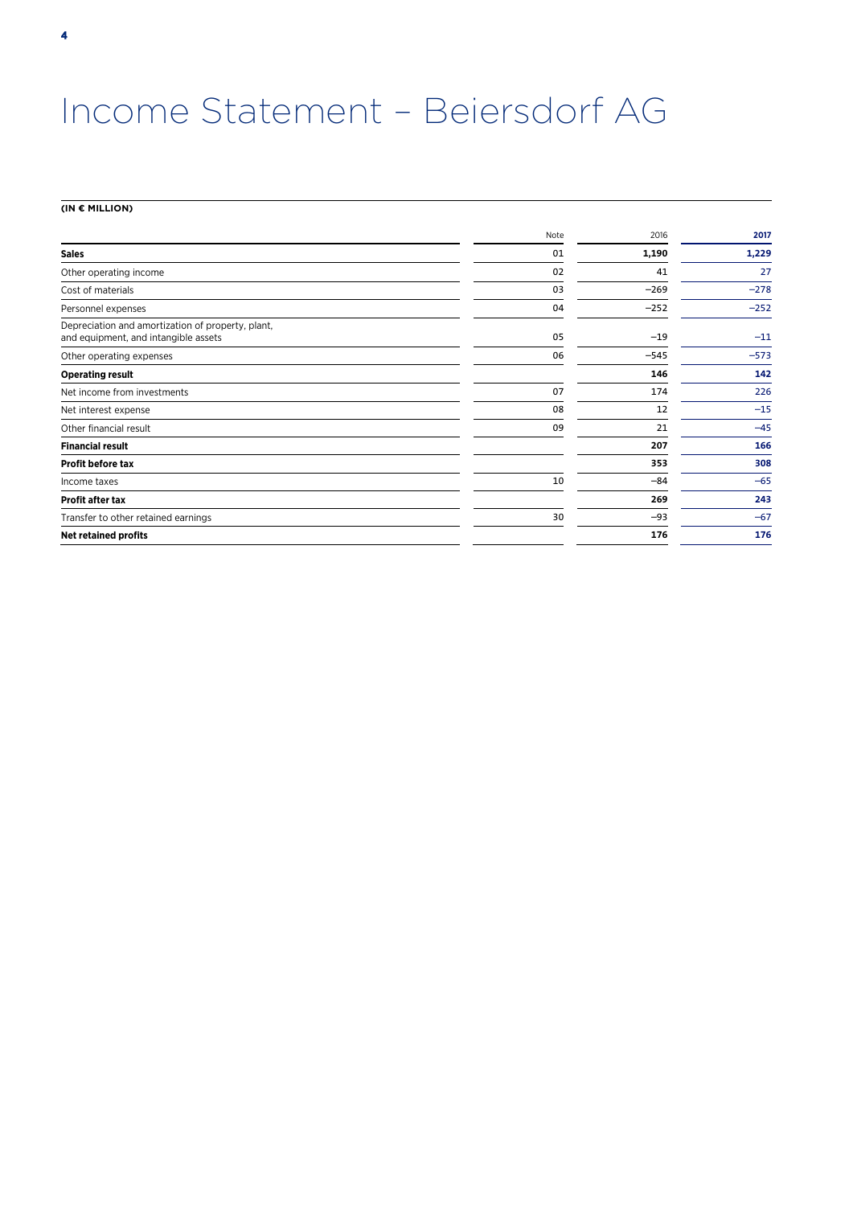# Income Statement – Beiersdorf AG

**(IN € MILLION)**

| | Note | 2016 | 2017 |
|---|---|---|---|
| **Sales** | 01 | **1,190** | **1,229** |
| Other operating income | 02 | 41 | 27 |
| Cost of materials | 03 | −269 | −278 |
| Personnel expenses | 04 | −252 | −252 |
| Depreciation and amortization of property, plant, and equipment, and intangible assets | 05 | −19 | −11 |
| Other operating expenses | 06 | −545 | −573 |
| **Operating result** | | **146** | **142** |
| Net income from investments | 07 | 174 | 226 |
| Net interest expense | 08 | 12 | −15 |
| Other financial result | 09 | 21 | −45 |
| **Financial result** | | **207** | **166** |
| **Profit before tax** | | **353** | **308** |
| Income taxes | 10 | −84 | −65 |
| **Profit after tax** | | **269** | **243** |
| Transfer to other retained earnings | 30 | −93 | −67 |
| **Net retained profits** | | **176** | **176** |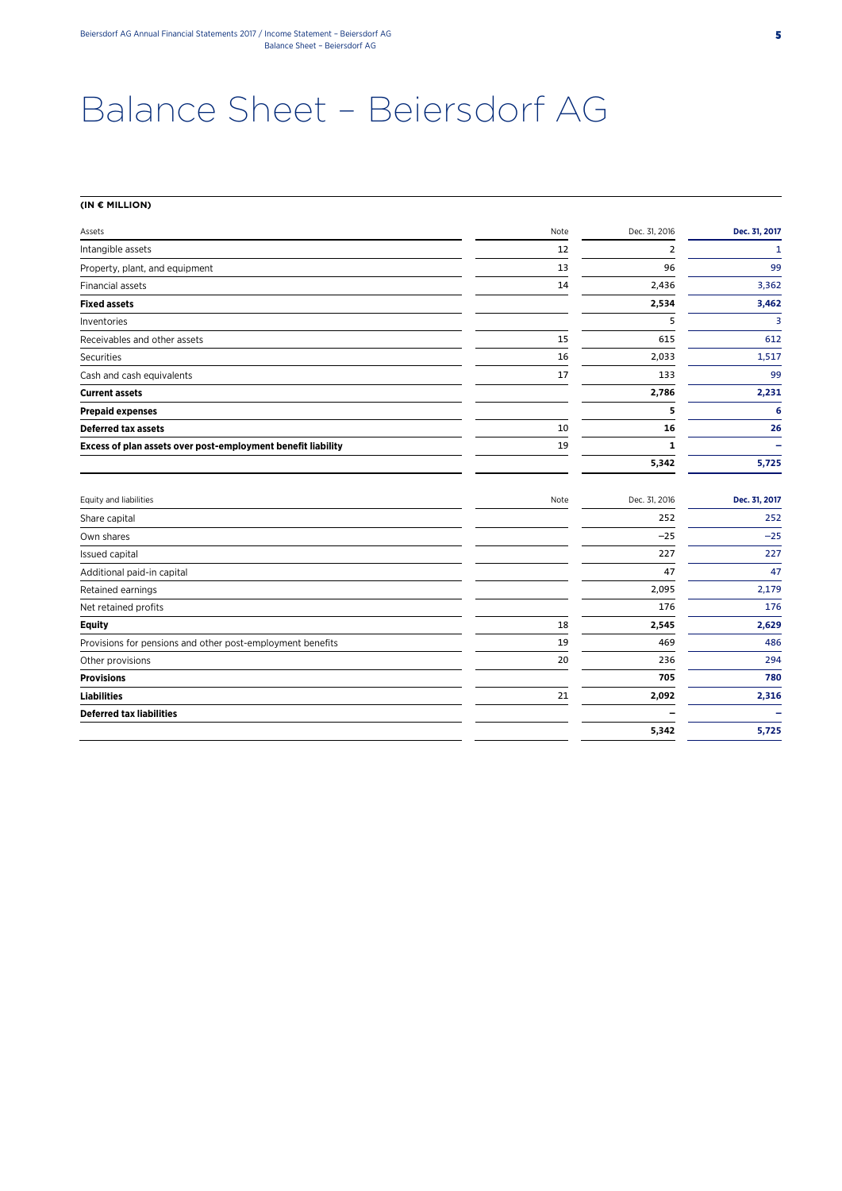# Balance Sheet – Beiersdorf AG

**(IN € MILLION)**

| Assets | Note | Dec. 31, 2016 | Dec. 31, 2017 |
|---|---|---|---|
| Intangible assets | 12 | 2 | 1 |
| Property, plant, and equipment | 13 | 96 | 99 |
| Financial assets | 14 | 2,436 | 3,362 |
| **Fixed assets** | | **2,534** | **3,462** |
| Inventories | | 5 | 3 |
| Receivables and other assets | 15 | 615 | 612 |
| Securities | 16 | 2,033 | 1,517 |
| Cash and cash equivalents | 17 | 133 | 99 |
| **Current assets** | | **2,786** | **2,231** |
| **Prepaid expenses** | | **5** | **6** |
| **Deferred tax assets** | 10 | **16** | **26** |
| **Excess of plan assets over post-employment benefit liability** | 19 | **1** | **–** |
| | | **5,342** | **5,725** |

| Equity and liabilities | Note | Dec. 31, 2016 | Dec. 31, 2017 |
|---|---|---|---|
| Share capital | | 252 | 252 |
| Own shares | | –25 | –25 |
| Issued capital | | 227 | 227 |
| Additional paid-in capital | | 47 | 47 |
| Retained earnings | | 2,095 | 2,179 |
| Net retained profits | | 176 | 176 |
| **Equity** | 18 | **2,545** | **2,629** |
| Provisions for pensions and other post-employment benefits | 19 | 469 | 486 |
| Other provisions | 20 | 236 | 294 |
| **Provisions** | | **705** | **780** |
| **Liabilities** | 21 | **2,092** | **2,316** |
| **Deferred tax liabilities** | | **–** | **–** |
| | | **5,342** | **5,725** |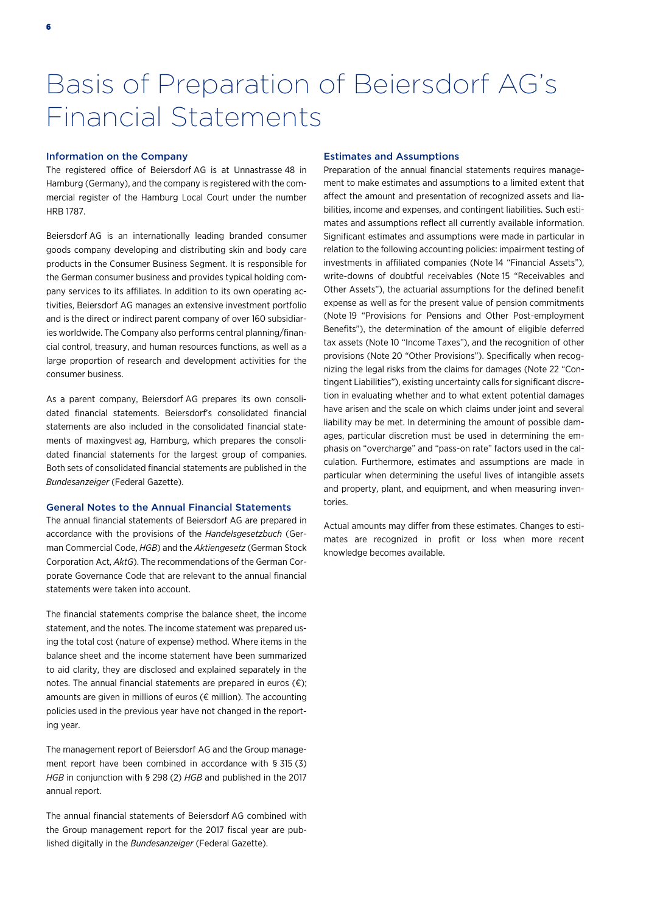# Basis of Preparation of Beiersdorf AG's Financial Statements

## Information on the Company

The registered office of Beiersdorf AG is at Unnastrasse 48 in Hamburg (Germany), and the company is registered with the commercial register of the Hamburg Local Court under the number HRB 1787.

Beiersdorf AG is an internationally leading branded consumer goods company developing and distributing skin and body care products in the Consumer Business Segment. It is responsible for the German consumer business and provides typical holding company services to its affiliates. In addition to its own operating activities, Beiersdorf AG manages an extensive investment portfolio and is the direct or indirect parent company of over 160 subsidiaries worldwide. The Company also performs central planning/financial control, treasury, and human resources functions, as well as a large proportion of research and development activities for the consumer business.

As a parent company, Beiersdorf AG prepares its own consolidated financial statements. Beiersdorf's consolidated financial statements are also included in the consolidated financial statements of maxingvest ag, Hamburg, which prepares the consolidated financial statements for the largest group of companies. Both sets of consolidated financial statements are published in the *Bundesanzeiger* (Federal Gazette).

## General Notes to the Annual Financial Statements

The annual financial statements of Beiersdorf AG are prepared in accordance with the provisions of the *Handelsgesetzbuch* (German Commercial Code, *HGB*) and the *Aktiengesetz* (German Stock Corporation Act, *AktG*). The recommendations of the German Corporate Governance Code that are relevant to the annual financial statements were taken into account.

The financial statements comprise the balance sheet, the income statement, and the notes. The income statement was prepared using the total cost (nature of expense) method. Where items in the balance sheet and the income statement have been summarized to aid clarity, they are disclosed and explained separately in the notes. The annual financial statements are prepared in euros (€); amounts are given in millions of euros (€ million). The accounting policies used in the previous year have not changed in the reporting year.

The management report of Beiersdorf AG and the Group management report have been combined in accordance with § 315 (3) *HGB* in conjunction with § 298 (2) *HGB* and published in the 2017 annual report.

The annual financial statements of Beiersdorf AG combined with the Group management report for the 2017 fiscal year are published digitally in the *Bundesanzeiger* (Federal Gazette).

## Estimates and Assumptions

Preparation of the annual financial statements requires management to make estimates and assumptions to a limited extent that affect the amount and presentation of recognized assets and liabilities, income and expenses, and contingent liabilities. Such estimates and assumptions reflect all currently available information. Significant estimates and assumptions were made in particular in relation to the following accounting policies: impairment testing of investments in affiliated companies (Note 14 "Financial Assets"), write-downs of doubtful receivables (Note 15 "Receivables and Other Assets"), the actuarial assumptions for the defined benefit expense as well as for the present value of pension commitments (Note 19 "Provisions for Pensions and Other Post-employment Benefits"), the determination of the amount of eligible deferred tax assets (Note 10 "Income Taxes"), and the recognition of other provisions (Note 20 "Other Provisions"). Specifically when recognizing the legal risks from the claims for damages (Note 22 "Contingent Liabilities"), existing uncertainty calls for significant discretion in evaluating whether and to what extent potential damages have arisen and the scale on which claims under joint and several liability may be met. In determining the amount of possible damages, particular discretion must be used in determining the emphasis on "overcharge" and "pass-on rate" factors used in the calculation. Furthermore, estimates and assumptions are made in particular when determining the useful lives of intangible assets and property, plant, and equipment, and when measuring inventories.

Actual amounts may differ from these estimates. Changes to estimates are recognized in profit or loss when more recent knowledge becomes available.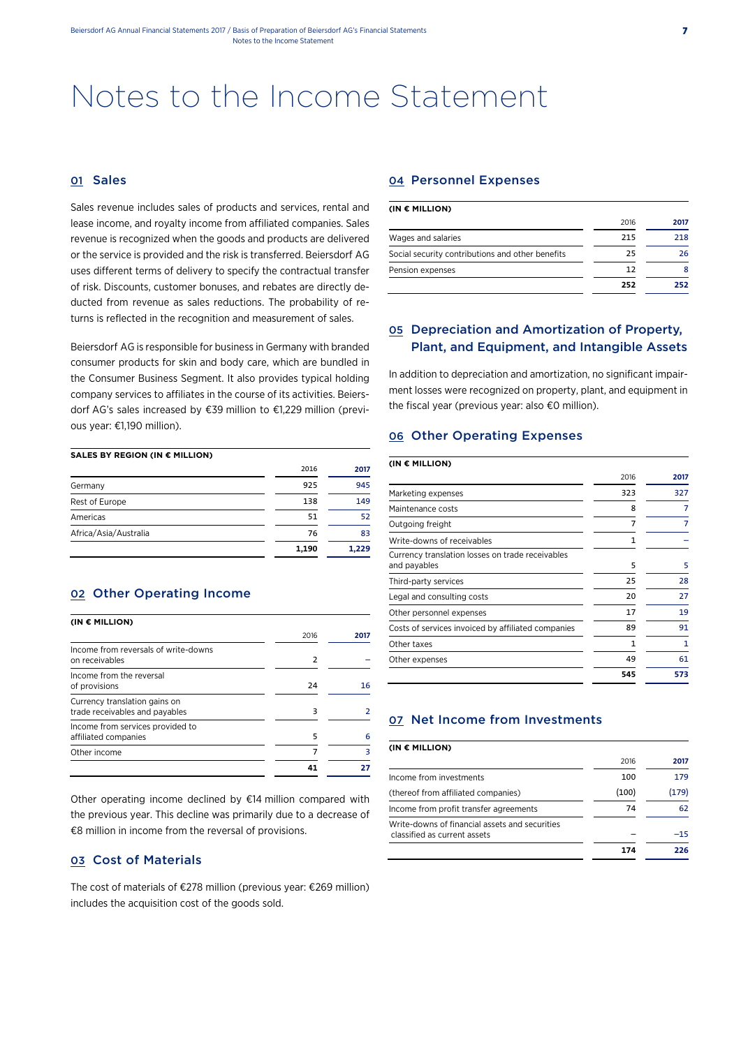# Notes to the Income Statement

## 01 Sales

Sales revenue includes sales of products and services, rental and lease income, and royalty income from affiliated companies. Sales revenue is recognized when the goods and products are delivered or the service is provided and the risk is transferred. Beiersdorf AG uses different terms of delivery to specify the contractual transfer of risk. Discounts, customer bonuses, and rebates are directly deducted from revenue as sales reductions. The probability of returns is reflected in the recognition and measurement of sales.

Beiersdorf AG is responsible for business in Germany with branded consumer products for skin and body care, which are bundled in the Consumer Business Segment. It also provides typical holding company services to affiliates in the course of its activities. Beiersdorf AG's sales increased by €39 million to €1,229 million (previous year: €1,190 million).

**SALES BY REGION (IN € MILLION)**

| | 2016 | 2017 |
|---|---|---|
| Germany | 925 | 945 |
| Rest of Europe | 138 | 149 |
| Americas | 51 | 52 |
| Africa/Asia/Australia | 76 | 83 |
| | 1,190 | 1,229 |

## 02 Other Operating Income

**(IN € MILLION)**

| | 2016 | 2017 |
|---|---|---|
| Income from reversals of write-downs on receivables | 2 | – |
| Income from the reversal of provisions | 24 | 16 |
| Currency translation gains on trade receivables and payables | 3 | 2 |
| Income from services provided to affiliated companies | 5 | 6 |
| Other income | 7 | 3 |
| | 41 | 27 |

Other operating income declined by €14 million compared with the previous year. This decline was primarily due to a decrease of €8 million in income from the reversal of provisions.

## 03 Cost of Materials

The cost of materials of €278 million (previous year: €269 million) includes the acquisition cost of the goods sold.

## 04 Personnel Expenses

**(IN € MILLION)**

| | 2016 | 2017 |
|---|---|---|
| Wages and salaries | 215 | 218 |
| Social security contributions and other benefits | 25 | 26 |
| Pension expenses | 12 | 8 |
| | 252 | 252 |

## 05 Depreciation and Amortization of Property, Plant, and Equipment, and Intangible Assets

In addition to depreciation and amortization, no significant impairment losses were recognized on property, plant, and equipment in the fiscal year (previous year: also €0 million).

## 06 Other Operating Expenses

**(IN € MILLION)**

| | 2016 | 2017 |
|---|---|---|
| Marketing expenses | 323 | 327 |
| Maintenance costs | 8 | 7 |
| Outgoing freight | 7 | 7 |
| Write-downs of receivables | 1 | – |
| Currency translation losses on trade receivables and payables | 5 | 5 |
| Third-party services | 25 | 28 |
| Legal and consulting costs | 20 | 27 |
| Other personnel expenses | 17 | 19 |
| Costs of services invoiced by affiliated companies | 89 | 91 |
| Other taxes | 1 | 1 |
| Other expenses | 49 | 61 |
| | 545 | 573 |

## 07 Net Income from Investments

**(IN € MILLION)**

| | 2016 | 2017 |
|---|---|---|
| Income from investments | 100 | 179 |
| (thereof from affiliated companies) | (100) | (179) |
| Income from profit transfer agreements | 74 | 62 |
| Write-downs of financial assets and securities classified as current assets | – | –15 |
| | 174 | 226 |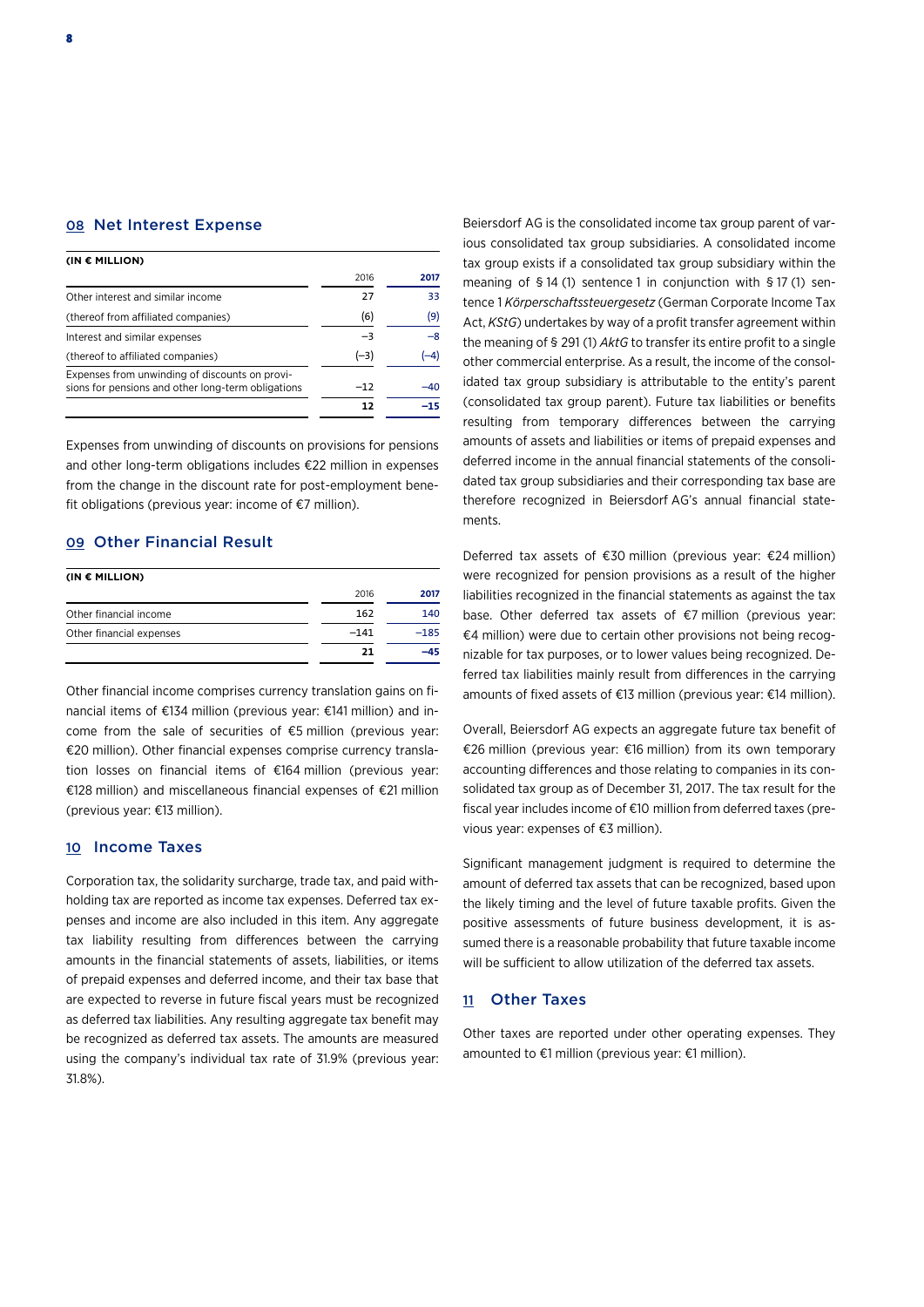## 08 Net Interest Expense

| (IN € MILLION) | 2016 | 2017 |
|---|---|---|
| Other interest and similar income | 27 | 33 |
| (thereof from affiliated companies) | (6) | (9) |
| Interest and similar expenses | −3 | −8 |
| (thereof to affiliated companies) | (−3) | (−4) |
| Expenses from unwinding of discounts on provisions for pensions and other long-term obligations | −12 | −40 |
| | 12 | −15 |

Expenses from unwinding of discounts on provisions for pensions and other long-term obligations includes €22 million in expenses from the change in the discount rate for post-employment benefit obligations (previous year: income of €7 million).

## 09 Other Financial Result

| (IN € MILLION) | 2016 | 2017 |
|---|---|---|
| Other financial income | 162 | 140 |
| Other financial expenses | −141 | −185 |
| | 21 | −45 |

Other financial income comprises currency translation gains on financial items of €134 million (previous year: €141 million) and income from the sale of securities of €5 million (previous year: €20 million). Other financial expenses comprise currency translation losses on financial items of €164 million (previous year: €128 million) and miscellaneous financial expenses of €21 million (previous year: €13 million).

## 10 Income Taxes

Corporation tax, the solidarity surcharge, trade tax, and paid withholding tax are reported as income tax expenses. Deferred tax expenses and income are also included in this item. Any aggregate tax liability resulting from differences between the carrying amounts in the financial statements of assets, liabilities, or items of prepaid expenses and deferred income, and their tax base that are expected to reverse in future fiscal years must be recognized as deferred tax liabilities. Any resulting aggregate tax benefit may be recognized as deferred tax assets. The amounts are measured using the company's individual tax rate of 31.9% (previous year: 31.8%).

Beiersdorf AG is the consolidated income tax group parent of various consolidated tax group subsidiaries. A consolidated income tax group exists if a consolidated tax group subsidiary within the meaning of § 14 (1) sentence 1 in conjunction with § 17 (1) sentence 1 *Körperschaftssteuergesetz* (German Corporate Income Tax Act, *KStG*) undertakes by way of a profit transfer agreement within the meaning of § 291 (1) *AktG* to transfer its entire profit to a single other commercial enterprise. As a result, the income of the consolidated tax group subsidiary is attributable to the entity's parent (consolidated tax group parent). Future tax liabilities or benefits resulting from temporary differences between the carrying amounts of assets and liabilities or items of prepaid expenses and deferred income in the annual financial statements of the consolidated tax group subsidiaries and their corresponding tax base are therefore recognized in Beiersdorf AG's annual financial statements.

Deferred tax assets of €30 million (previous year: €24 million) were recognized for pension provisions as a result of the higher liabilities recognized in the financial statements as against the tax base. Other deferred tax assets of €7 million (previous year: €4 million) were due to certain other provisions not being recognizable for tax purposes, or to lower values being recognized. Deferred tax liabilities mainly result from differences in the carrying amounts of fixed assets of €13 million (previous year: €14 million).

Overall, Beiersdorf AG expects an aggregate future tax benefit of €26 million (previous year: €16 million) from its own temporary accounting differences and those relating to companies in its consolidated tax group as of December 31, 2017. The tax result for the fiscal year includes income of €10 million from deferred taxes (previous year: expenses of €3 million).

Significant management judgment is required to determine the amount of deferred tax assets that can be recognized, based upon the likely timing and the level of future taxable profits. Given the positive assessments of future business development, it is assumed there is a reasonable probability that future taxable income will be sufficient to allow utilization of the deferred tax assets.

## 11 Other Taxes

Other taxes are reported under other operating expenses. They amounted to €1 million (previous year: €1 million).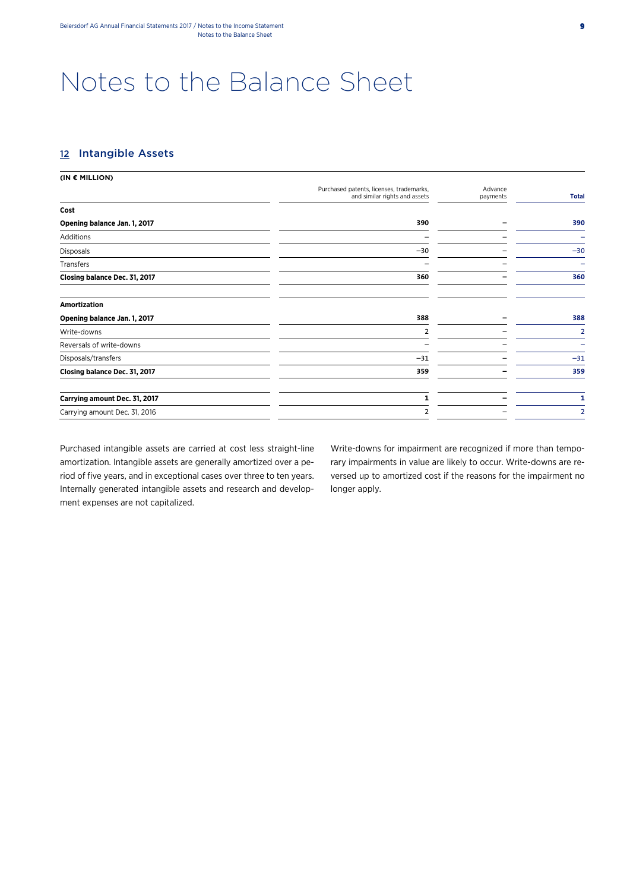# Notes to the Balance Sheet

## 12 Intangible Assets

**(IN € MILLION)**

| | Purchased patents, licenses, trademarks, and similar rights and assets | Advance payments | Total |
|---|---|---|---|
| **Cost** | | | |
| **Opening balance Jan. 1, 2017** | **390** | **–** | **390** |
| Additions | – | – | – |
| Disposals | –30 | – | –30 |
| Transfers | – | – | – |
| **Closing balance Dec. 31, 2017** | **360** | **–** | **360** |
| | | | |
| **Amortization** | | | |
| **Opening balance Jan. 1, 2017** | **388** | **–** | **388** |
| Write-downs | 2 | – | 2 |
| Reversals of write-downs | – | – | – |
| Disposals/transfers | –31 | – | –31 |
| **Closing balance Dec. 31, 2017** | **359** | **–** | **359** |
| | | | |
| **Carrying amount Dec. 31, 2017** | **1** | **–** | **1** |
| Carrying amount Dec. 31, 2016 | 2 | – | 2 |

Purchased intangible assets are carried at cost less straight-line amortization. Intangible assets are generally amortized over a period of five years, and in exceptional cases over three to ten years. Internally generated intangible assets and research and development expenses are not capitalized.

Write-downs for impairment are recognized if more than temporary impairments in value are likely to occur. Write-downs are reversed up to amortized cost if the reasons for the impairment no longer apply.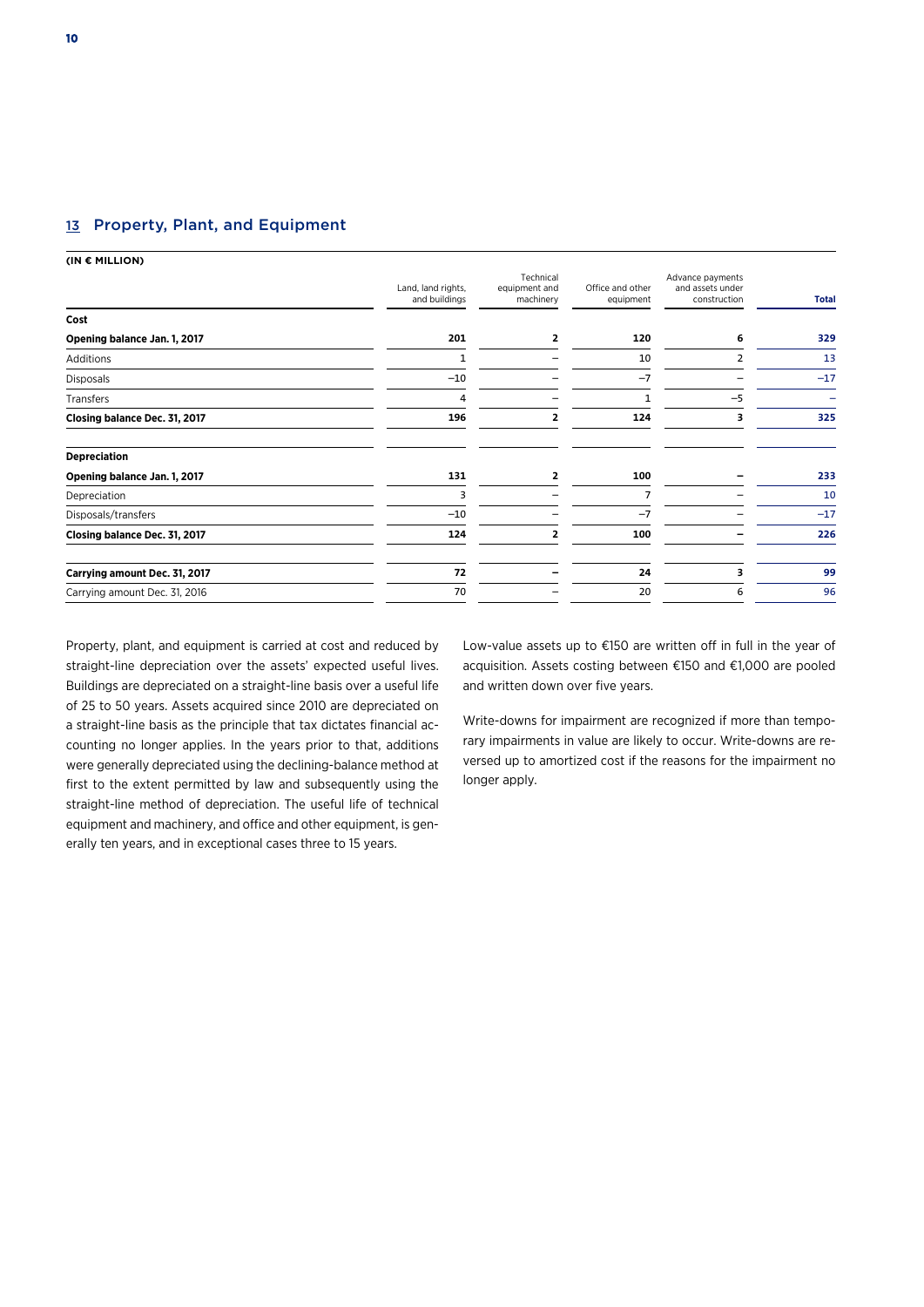## 13 Property, Plant, and Equipment

**(IN € MILLION)**

| | Land, land rights, and buildings | Technical equipment and machinery | Office and other equipment | Advance payments and assets under construction | **Total** |
|---|---|---|---|---|---|
| **Cost** | | | | | |
| **Opening balance Jan. 1, 2017** | **201** | **2** | **120** | **6** | **329** |
| Additions | 1 | – | 10 | 2 | 13 |
| Disposals | −10 | – | −7 | – | −17 |
| Transfers | 4 | – | 1 | −5 | – |
| **Closing balance Dec. 31, 2017** | **196** | **2** | **124** | **3** | **325** |
| **Depreciation** | | | | | |
| **Opening balance Jan. 1, 2017** | **131** | **2** | **100** | **–** | **233** |
| Depreciation | 3 | – | 7 | – | 10 |
| Disposals/transfers | −10 | – | −7 | – | −17 |
| **Closing balance Dec. 31, 2017** | **124** | **2** | **100** | **–** | **226** |
| **Carrying amount Dec. 31, 2017** | **72** | **–** | **24** | **3** | **99** |
| Carrying amount Dec. 31, 2016 | 70 | – | 20 | 6 | 96 |

Property, plant, and equipment is carried at cost and reduced by straight-line depreciation over the assets' expected useful lives. Buildings are depreciated on a straight-line basis over a useful life of 25 to 50 years. Assets acquired since 2010 are depreciated on a straight-line basis as the principle that tax dictates financial accounting no longer applies. In the years prior to that, additions were generally depreciated using the declining-balance method at first to the extent permitted by law and subsequently using the straight-line method of depreciation. The useful life of technical equipment and machinery, and office and other equipment, is generally ten years, and in exceptional cases three to 15 years.

Low-value assets up to €150 are written off in full in the year of acquisition. Assets costing between €150 and €1,000 are pooled and written down over five years.

Write-downs for impairment are recognized if more than temporary impairments in value are likely to occur. Write-downs are reversed up to amortized cost if the reasons for the impairment no longer apply.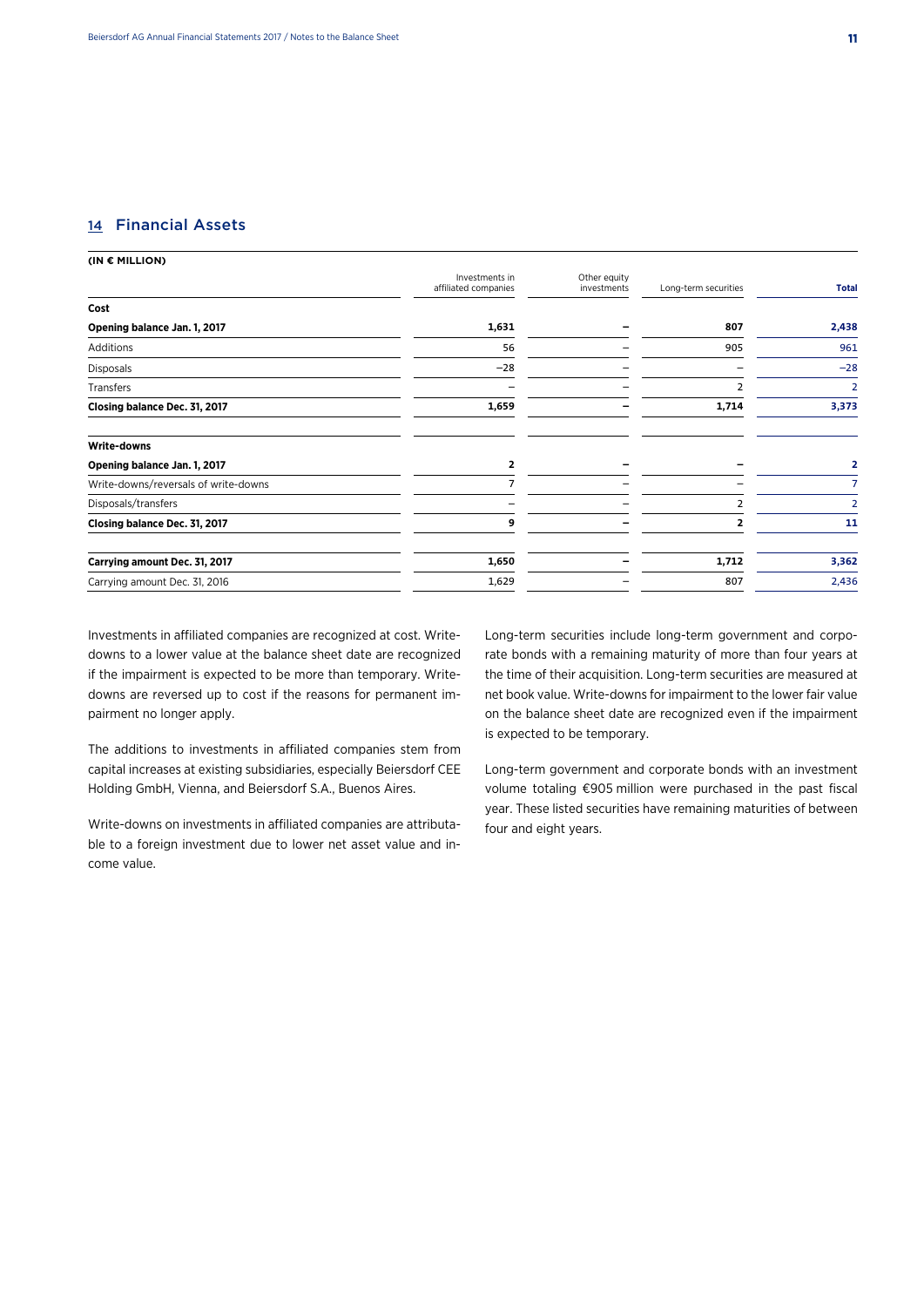## 14 Financial Assets

| (IN € MILLION) | Investments in affiliated companies | Other equity investments | Long-term securities | Total |
|---|---|---|---|---|
| **Cost** | | | | |
| **Opening balance Jan. 1, 2017** | **1,631** | **–** | **807** | **2,438** |
| Additions | 56 | – | 905 | 961 |
| Disposals | –28 | – | – | –28 |
| Transfers | – | – | 2 | 2 |
| **Closing balance Dec. 31, 2017** | **1,659** | **–** | **1,714** | **3,373** |
| **Write-downs** | | | | |
| **Opening balance Jan. 1, 2017** | **2** | **–** | **–** | **2** |
| Write-downs/reversals of write-downs | 7 | – | – | 7 |
| Disposals/transfers | – | – | 2 | 2 |
| **Closing balance Dec. 31, 2017** | **9** | **–** | **2** | **11** |
| **Carrying amount Dec. 31, 2017** | **1,650** | **–** | **1,712** | **3,362** |
| Carrying amount Dec. 31, 2016 | 1,629 | – | 807 | 2,436 |

Investments in affiliated companies are recognized at cost. Write-downs to a lower value at the balance sheet date are recognized if the impairment is expected to be more than temporary. Write-downs are reversed up to cost if the reasons for permanent impairment no longer apply.

The additions to investments in affiliated companies stem from capital increases at existing subsidiaries, especially Beiersdorf CEE Holding GmbH, Vienna, and Beiersdorf S.A., Buenos Aires.

Write-downs on investments in affiliated companies are attributable to a foreign investment due to lower net asset value and income value.

Long-term securities include long-term government and corporate bonds with a remaining maturity of more than four years at the time of their acquisition. Long-term securities are measured at net book value. Write-downs for impairment to the lower fair value on the balance sheet date are recognized even if the impairment is expected to be temporary.

Long-term government and corporate bonds with an investment volume totaling €905 million were purchased in the past fiscal year. These listed securities have remaining maturities of between four and eight years.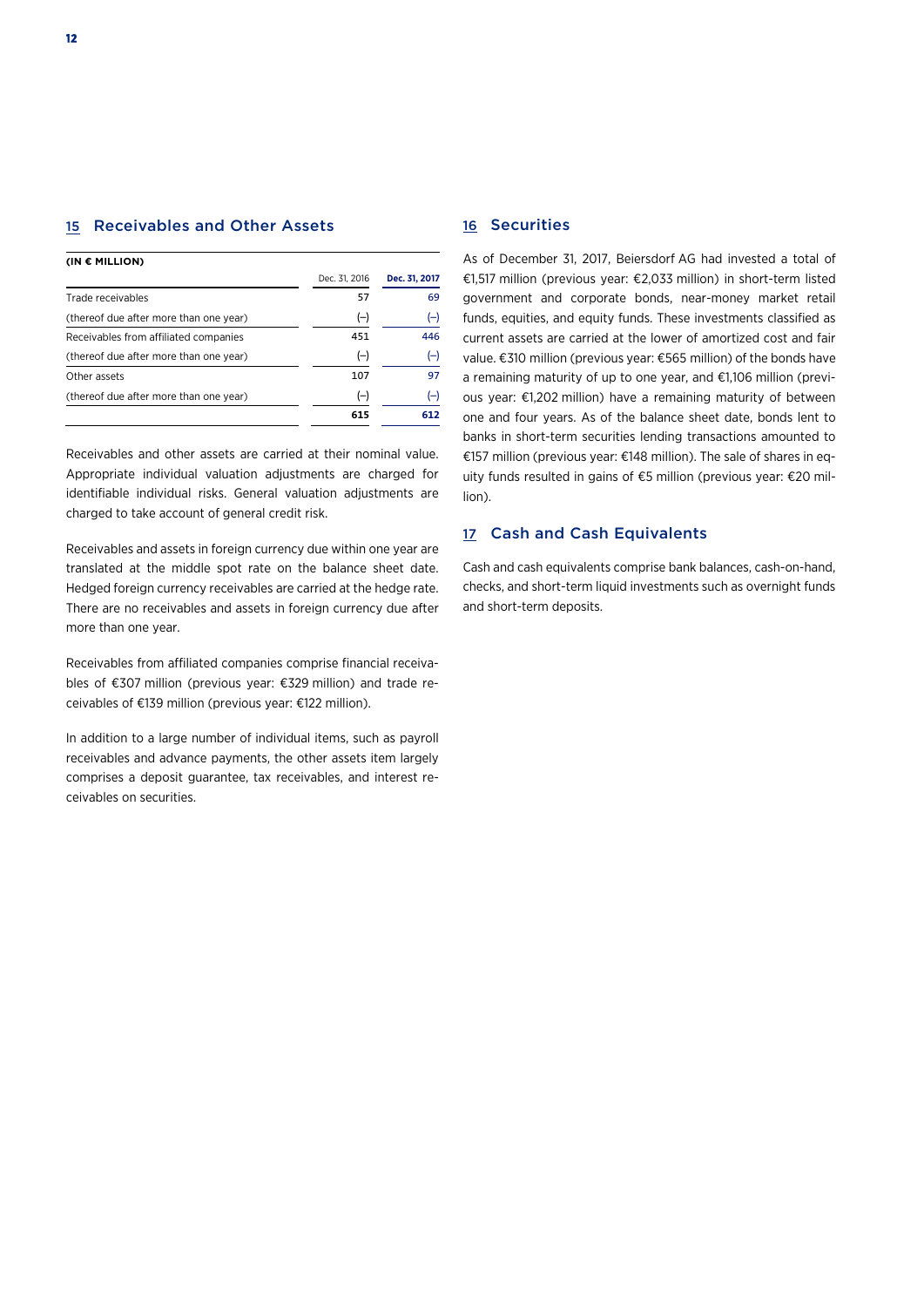## 15 Receivables and Other Assets

**(IN € MILLION)**

| | Dec. 31, 2016 | Dec. 31, 2017 |
|---|---|---|
| Trade receivables | 57 | 69 |
| (thereof due after more than one year) | (–) | (–) |
| Receivables from affiliated companies | 451 | 446 |
| (thereof due after more than one year) | (–) | (–) |
| Other assets | 107 | 97 |
| (thereof due after more than one year) | (–) | (–) |
| | **615** | **612** |

Receivables and other assets are carried at their nominal value. Appropriate individual valuation adjustments are charged for identifiable individual risks. General valuation adjustments are charged to take account of general credit risk.

Receivables and assets in foreign currency due within one year are translated at the middle spot rate on the balance sheet date. Hedged foreign currency receivables are carried at the hedge rate. There are no receivables and assets in foreign currency due after more than one year.

Receivables from affiliated companies comprise financial receivables of €307 million (previous year: €329 million) and trade receivables of €139 million (previous year: €122 million).

In addition to a large number of individual items, such as payroll receivables and advance payments, the other assets item largely comprises a deposit guarantee, tax receivables, and interest receivables on securities.

## 16 Securities

As of December 31, 2017, Beiersdorf AG had invested a total of €1,517 million (previous year: €2,033 million) in short-term listed government and corporate bonds, near-money market retail funds, equities, and equity funds. These investments classified as current assets are carried at the lower of amortized cost and fair value. €310 million (previous year: €565 million) of the bonds have a remaining maturity of up to one year, and €1,106 million (previous year: €1,202 million) have a remaining maturity of between one and four years. As of the balance sheet date, bonds lent to banks in short-term securities lending transactions amounted to €157 million (previous year: €148 million). The sale of shares in equity funds resulted in gains of €5 million (previous year: €20 million).

## 17 Cash and Cash Equivalents

Cash and cash equivalents comprise bank balances, cash-on-hand, checks, and short-term liquid investments such as overnight funds and short-term deposits.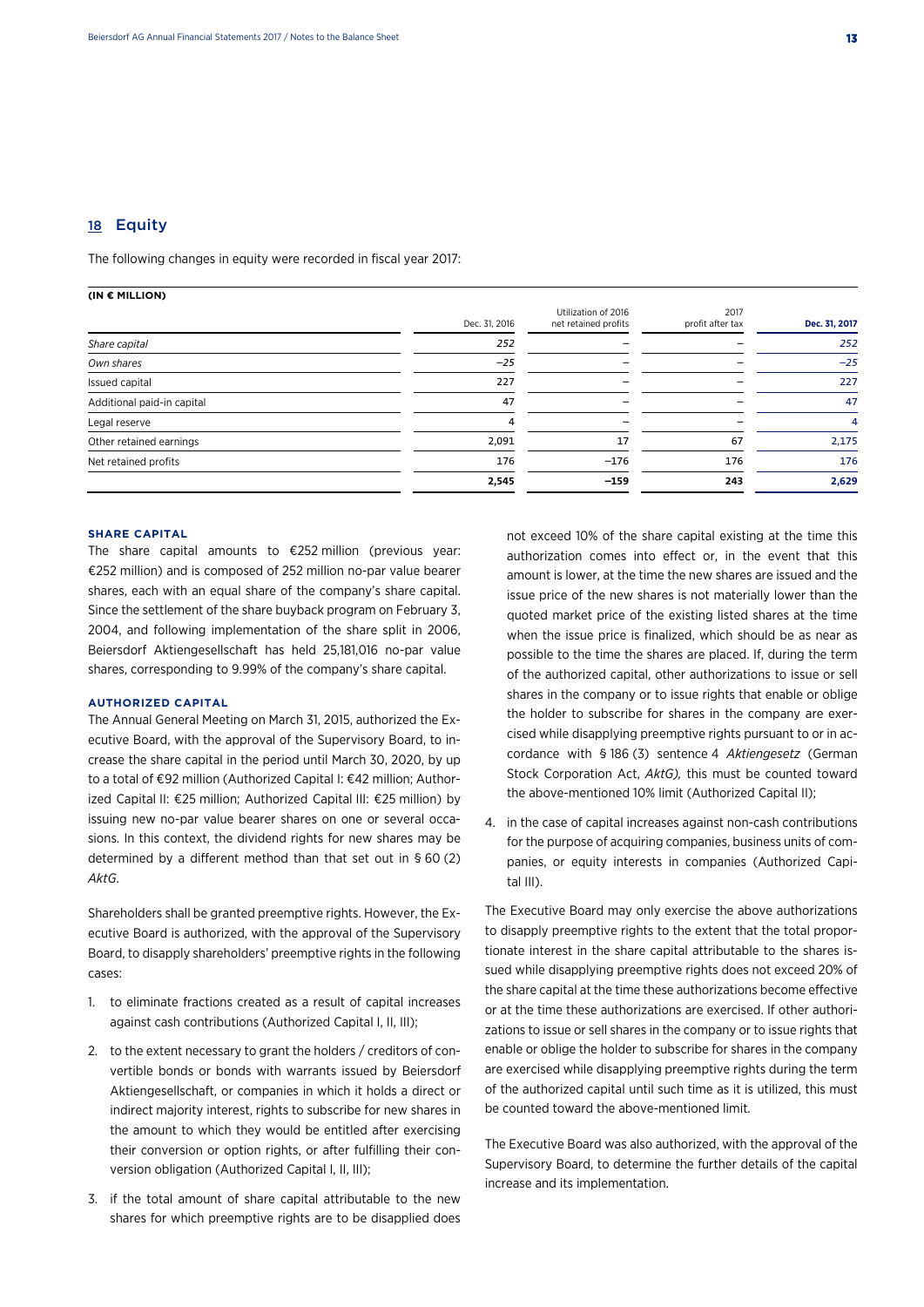## 18 Equity

The following changes in equity were recorded in fiscal year 2017:

**(IN € MILLION)**

| | Dec. 31, 2016 | Utilization of 2016 net retained profits | 2017 profit after tax | Dec. 31, 2017 |
|---|---|---|---|---|
| *Share capital* | *252* | – | – | *252* |
| *Own shares* | *–25* | – | – | *–25* |
| Issued capital | 227 | – | – | 227 |
| Additional paid-in capital | 47 | – | – | 47 |
| Legal reserve | 4 | – | – | 4 |
| Other retained earnings | 2,091 | 17 | 67 | 2,175 |
| Net retained profits | 176 | –176 | 176 | 176 |
| | **2,545** | **–159** | **243** | **2,629** |

### SHARE CAPITAL

The share capital amounts to €252 million (previous year: €252 million) and is composed of 252 million no-par value bearer shares, each with an equal share of the company's share capital. Since the settlement of the share buyback program on February 3, 2004, and following implementation of the share split in 2006, Beiersdorf Aktiengesellschaft has held 25,181,016 no-par value shares, corresponding to 9.99% of the company's share capital.

### AUTHORIZED CAPITAL

The Annual General Meeting on March 31, 2015, authorized the Executive Board, with the approval of the Supervisory Board, to increase the share capital in the period until March 30, 2020, by up to a total of €92 million (Authorized Capital I: €42 million; Authorized Capital II: €25 million; Authorized Capital III: €25 million) by issuing new no-par value bearer shares on one or several occasions. In this context, the dividend rights for new shares may be determined by a different method than that set out in § 60 (2) *AktG*.

Shareholders shall be granted preemptive rights. However, the Executive Board is authorized, with the approval of the Supervisory Board, to disapply shareholders' preemptive rights in the following cases:

1. to eliminate fractions created as a result of capital increases against cash contributions (Authorized Capital I, II, III);
2. to the extent necessary to grant the holders / creditors of convertible bonds or bonds with warrants issued by Beiersdorf Aktiengesellschaft, or companies in which it holds a direct or indirect majority interest, rights to subscribe for new shares in the amount to which they would be entitled after exercising their conversion or option rights, or after fulfilling their conversion obligation (Authorized Capital I, II, III);
3. if the total amount of share capital attributable to the new shares for which preemptive rights are to be disapplied does not exceed 10% of the share capital existing at the time this authorization comes into effect or, in the event that this amount is lower, at the time the new shares are issued and the issue price of the new shares is not materially lower than the quoted market price of the existing listed shares at the time when the issue price is finalized, which should be as near as possible to the time the shares are placed. If, during the term of the authorized capital, other authorizations to issue or sell shares in the company or to issue rights that enable or oblige the holder to subscribe for shares in the company are exercised while disapplying preemptive rights pursuant to or in accordance with § 186 (3) sentence 4 *Aktiengesetz* (German Stock Corporation Act, *AktG),* this must be counted toward the above-mentioned 10% limit (Authorized Capital II);
4. in the case of capital increases against non-cash contributions for the purpose of acquiring companies, business units of companies, or equity interests in companies (Authorized Capital III).

The Executive Board may only exercise the above authorizations to disapply preemptive rights to the extent that the total proportionate interest in the share capital attributable to the shares issued while disapplying preemptive rights does not exceed 20% of the share capital at the time these authorizations become effective or at the time these authorizations are exercised. If other authorizations to issue or sell shares in the company or to issue rights that enable or oblige the holder to subscribe for shares in the company are exercised while disapplying preemptive rights during the term of the authorized capital until such time as it is utilized, this must be counted toward the above-mentioned limit.

The Executive Board was also authorized, with the approval of the Supervisory Board, to determine the further details of the capital increase and its implementation.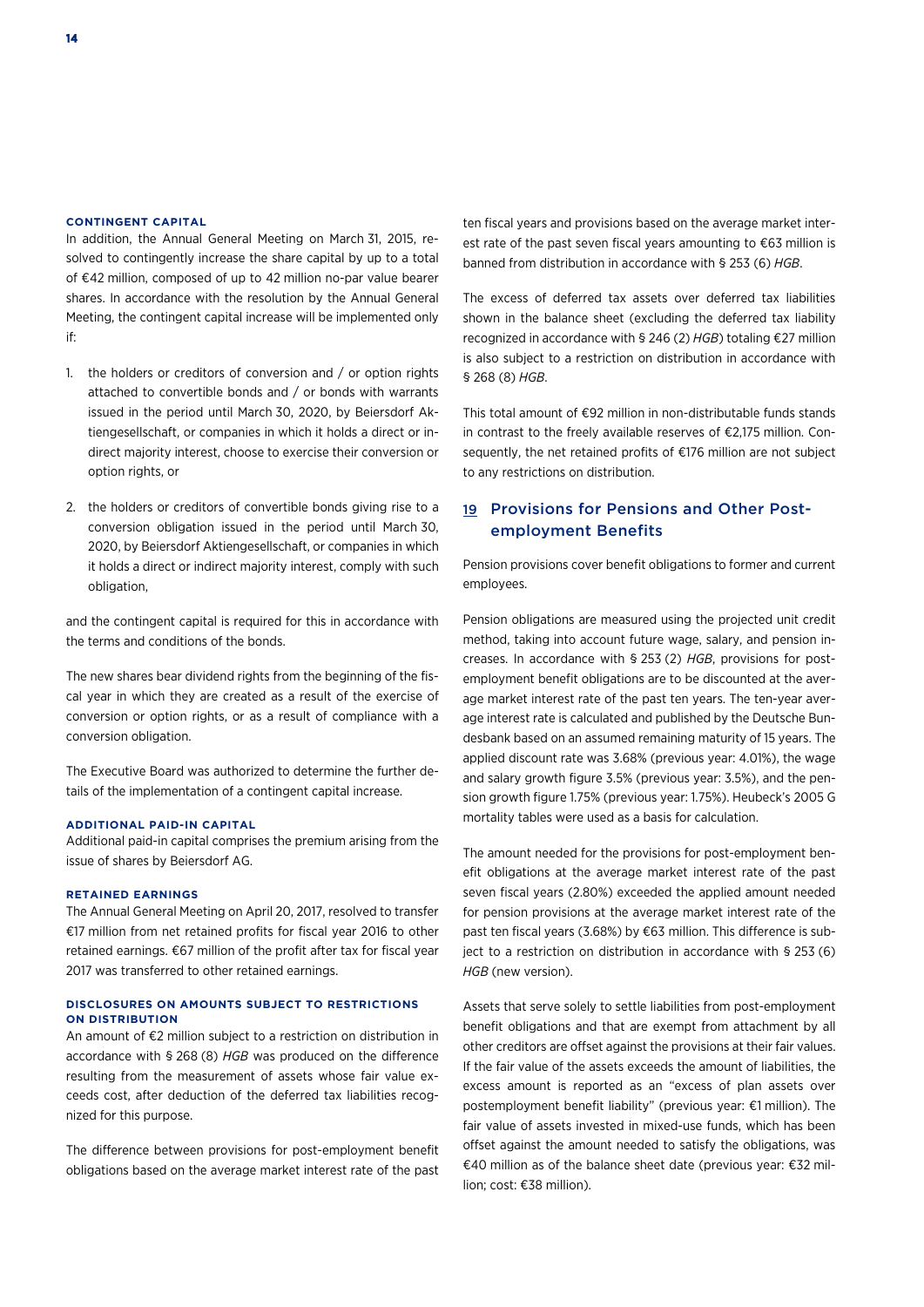#### CONTINGENT CAPITAL

In addition, the Annual General Meeting on March 31, 2015, resolved to contingently increase the share capital by up to a total of €42 million, composed of up to 42 million no-par value bearer shares. In accordance with the resolution by the Annual General Meeting, the contingent capital increase will be implemented only if:

1. the holders or creditors of conversion and / or option rights attached to convertible bonds and / or bonds with warrants issued in the period until March 30, 2020, by Beiersdorf Aktiengesellschaft, or companies in which it holds a direct or indirect majority interest, choose to exercise their conversion or option rights, or
2. the holders or creditors of convertible bonds giving rise to a conversion obligation issued in the period until March 30, 2020, by Beiersdorf Aktiengesellschaft, or companies in which it holds a direct or indirect majority interest, comply with such obligation,

and the contingent capital is required for this in accordance with the terms and conditions of the bonds.

The new shares bear dividend rights from the beginning of the fiscal year in which they are created as a result of the exercise of conversion or option rights, or as a result of compliance with a conversion obligation.

The Executive Board was authorized to determine the further details of the implementation of a contingent capital increase.

#### ADDITIONAL PAID-IN CAPITAL

Additional paid-in capital comprises the premium arising from the issue of shares by Beiersdorf AG.

#### RETAINED EARNINGS

The Annual General Meeting on April 20, 2017, resolved to transfer €17 million from net retained profits for fiscal year 2016 to other retained earnings. €67 million of the profit after tax for fiscal year 2017 was transferred to other retained earnings.

#### DISCLOSURES ON AMOUNTS SUBJECT TO RESTRICTIONS ON DISTRIBUTION

An amount of €2 million subject to a restriction on distribution in accordance with § 268 (8) *HGB* was produced on the difference resulting from the measurement of assets whose fair value exceeds cost, after deduction of the deferred tax liabilities recognized for this purpose.

The difference between provisions for post-employment benefit obligations based on the average market interest rate of the past ten fiscal years and provisions based on the average market interest rate of the past seven fiscal years amounting to €63 million is banned from distribution in accordance with § 253 (6) *HGB*.

The excess of deferred tax assets over deferred tax liabilities shown in the balance sheet (excluding the deferred tax liability recognized in accordance with § 246 (2) *HGB*) totaling €27 million is also subject to a restriction on distribution in accordance with § 268 (8) *HGB*.

This total amount of €92 million in non-distributable funds stands in contrast to the freely available reserves of €2,175 million. Consequently, the net retained profits of €176 million are not subject to any restrictions on distribution.

## 19 Provisions for Pensions and Other Post-employment Benefits

Pension provisions cover benefit obligations to former and current employees.

Pension obligations are measured using the projected unit credit method, taking into account future wage, salary, and pension increases. In accordance with § 253 (2) *HGB*, provisions for post-employment benefit obligations are to be discounted at the average market interest rate of the past ten years. The ten-year average interest rate is calculated and published by the Deutsche Bundesbank based on an assumed remaining maturity of 15 years. The applied discount rate was 3.68% (previous year: 4.01%), the wage and salary growth figure 3.5% (previous year: 3.5%), and the pension growth figure 1.75% (previous year: 1.75%). Heubeck's 2005 G mortality tables were used as a basis for calculation.

The amount needed for the provisions for post-employment benefit obligations at the average market interest rate of the past seven fiscal years (2.80%) exceeded the applied amount needed for pension provisions at the average market interest rate of the past ten fiscal years (3.68%) by €63 million. This difference is subject to a restriction on distribution in accordance with § 253 (6) *HGB* (new version).

Assets that serve solely to settle liabilities from post-employment benefit obligations and that are exempt from attachment by all other creditors are offset against the provisions at their fair values. If the fair value of the assets exceeds the amount of liabilities, the excess amount is reported as an "excess of plan assets over postemployment benefit liability" (previous year: €1 million). The fair value of assets invested in mixed-use funds, which has been offset against the amount needed to satisfy the obligations, was €40 million as of the balance sheet date (previous year: €32 million; cost: €38 million).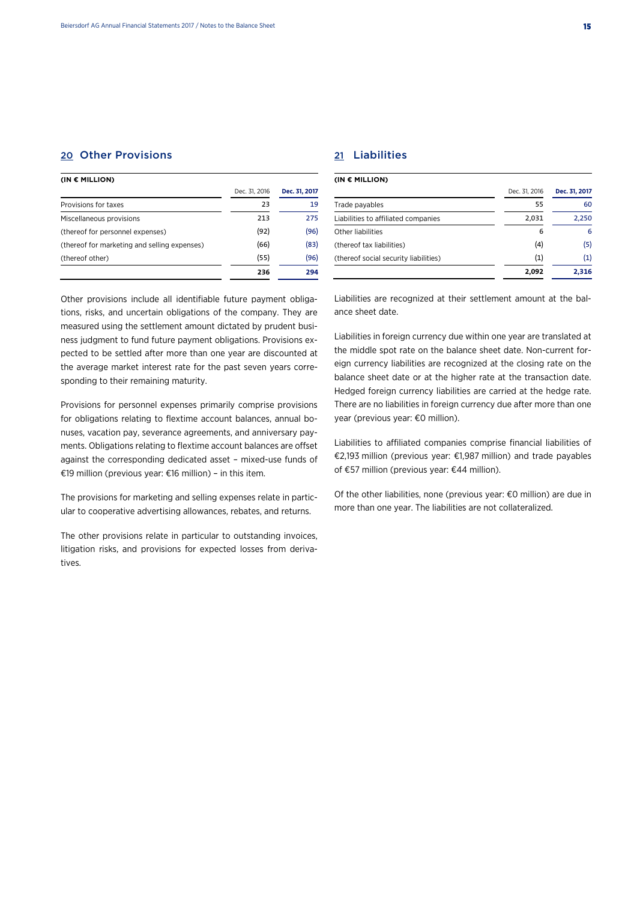## 20 Other Provisions

| (IN € MILLION) | Dec. 31, 2016 | Dec. 31, 2017 |
|---|---|---|
| Provisions for taxes | 23 | 19 |
| Miscellaneous provisions | 213 | 275 |
| (thereof for personnel expenses) | (92) | (96) |
| (thereof for marketing and selling expenses) | (66) | (83) |
| (thereof other) | (55) | (96) |
| | **236** | **294** |

Other provisions include all identifiable future payment obligations, risks, and uncertain obligations of the company. They are measured using the settlement amount dictated by prudent business judgment to fund future payment obligations. Provisions expected to be settled after more than one year are discounted at the average market interest rate for the past seven years corresponding to their remaining maturity.

Provisions for personnel expenses primarily comprise provisions for obligations relating to flextime account balances, annual bonuses, vacation pay, severance agreements, and anniversary payments. Obligations relating to flextime account balances are offset against the corresponding dedicated asset – mixed-use funds of €19 million (previous year: €16 million) – in this item.

The provisions for marketing and selling expenses relate in particular to cooperative advertising allowances, rebates, and returns.

The other provisions relate in particular to outstanding invoices, litigation risks, and provisions for expected losses from derivatives.

## 21 Liabilities

| (IN € MILLION) | Dec. 31, 2016 | Dec. 31, 2017 |
|---|---|---|
| Trade payables | 55 | 60 |
| Liabilities to affiliated companies | 2,031 | 2,250 |
| Other liabilities | 6 | 6 |
| (thereof tax liabilities) | (4) | (5) |
| (thereof social security liabilities) | (1) | (1) |
| | **2,092** | **2,316** |

Liabilities are recognized at their settlement amount at the balance sheet date.

Liabilities in foreign currency due within one year are translated at the middle spot rate on the balance sheet date. Non-current foreign currency liabilities are recognized at the closing rate on the balance sheet date or at the higher rate at the transaction date. Hedged foreign currency liabilities are carried at the hedge rate. There are no liabilities in foreign currency due after more than one year (previous year: €0 million).

Liabilities to affiliated companies comprise financial liabilities of €2,193 million (previous year: €1,987 million) and trade payables of €57 million (previous year: €44 million).

Of the other liabilities, none (previous year: €0 million) are due in more than one year. The liabilities are not collateralized.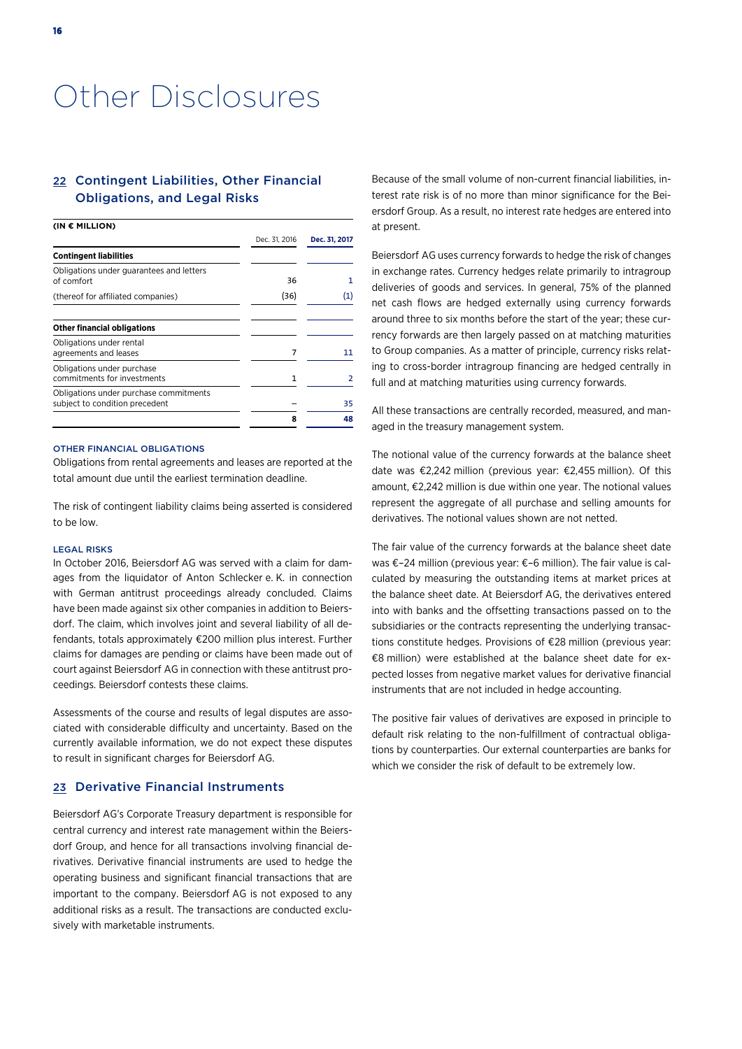# Other Disclosures

## 22 Contingent Liabilities, Other Financial Obligations, and Legal Risks

**(IN € MILLION)**

| | Dec. 31, 2016 | Dec. 31, 2017 |
|---|---|---|
| **Contingent liabilities** | | |
| Obligations under guarantees and letters of comfort | 36 | 1 |
| (thereof for affiliated companies) | (36) | (1) |
| **Other financial obligations** | | |
| Obligations under rental agreements and leases | 7 | 11 |
| Obligations under purchase commitments for investments | 1 | 2 |
| Obligations under purchase commitments subject to condition precedent | – | 35 |
| | **8** | **48** |

### OTHER FINANCIAL OBLIGATIONS

Obligations from rental agreements and leases are reported at the total amount due until the earliest termination deadline.

The risk of contingent liability claims being asserted is considered to be low.

### LEGAL RISKS

In October 2016, Beiersdorf AG was served with a claim for damages from the liquidator of Anton Schlecker e. K. in connection with German antitrust proceedings already concluded. Claims have been made against six other companies in addition to Beiersdorf. The claim, which involves joint and several liability of all defendants, totals approximately €200 million plus interest. Further claims for damages are pending or claims have been made out of court against Beiersdorf AG in connection with these antitrust proceedings. Beiersdorf contests these claims.

Assessments of the course and results of legal disputes are associated with considerable difficulty and uncertainty. Based on the currently available information, we do not expect these disputes to result in significant charges for Beiersdorf AG.

## 23 Derivative Financial Instruments

Beiersdorf AG's Corporate Treasury department is responsible for central currency and interest rate management within the Beiersdorf Group, and hence for all transactions involving financial derivatives. Derivative financial instruments are used to hedge the operating business and significant financial transactions that are important to the company. Beiersdorf AG is not exposed to any additional risks as a result. The transactions are conducted exclusively with marketable instruments.

Because of the small volume of non-current financial liabilities, interest rate risk is of no more than minor significance for the Beiersdorf Group. As a result, no interest rate hedges are entered into at present.

Beiersdorf AG uses currency forwards to hedge the risk of changes in exchange rates. Currency hedges relate primarily to intragroup deliveries of goods and services. In general, 75% of the planned net cash flows are hedged externally using currency forwards around three to six months before the start of the year; these currency forwards are then largely passed on at matching maturities to Group companies. As a matter of principle, currency risks relating to cross-border intragroup financing are hedged centrally in full and at matching maturities using currency forwards.

All these transactions are centrally recorded, measured, and managed in the treasury management system.

The notional value of the currency forwards at the balance sheet date was €2,242 million (previous year: €2,455 million). Of this amount, €2,242 million is due within one year. The notional values represent the aggregate of all purchase and selling amounts for derivatives. The notional values shown are not netted.

The fair value of the currency forwards at the balance sheet date was €–24 million (previous year: €–6 million). The fair value is calculated by measuring the outstanding items at market prices at the balance sheet date. At Beiersdorf AG, the derivatives entered into with banks and the offsetting transactions passed on to the subsidiaries or the contracts representing the underlying transactions constitute hedges. Provisions of €28 million (previous year: €8 million) were established at the balance sheet date for expected losses from negative market values for derivative financial instruments that are not included in hedge accounting.

The positive fair values of derivatives are exposed in principle to default risk relating to the non-fulfillment of contractual obligations by counterparties. Our external counterparties are banks for which we consider the risk of default to be extremely low.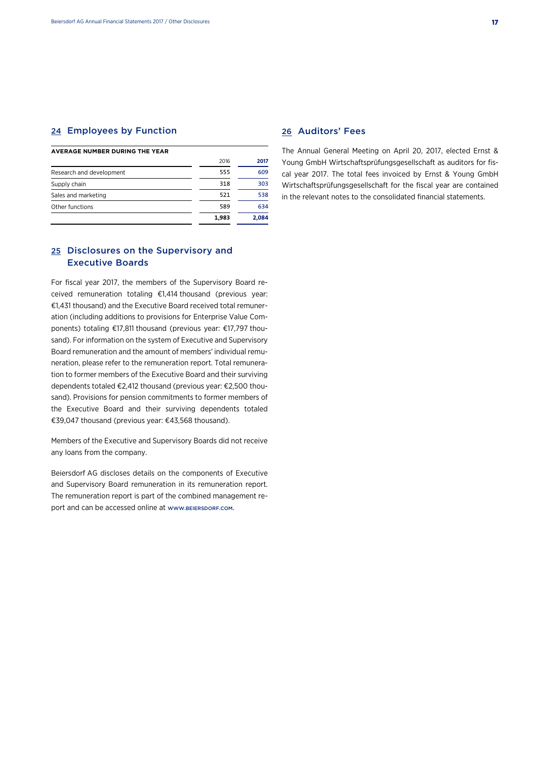## 24 Employees by Function

**AVERAGE NUMBER DURING THE YEAR**

| | 2016 | **2017** |
|---|---|---|
| Research and development | 555 | 609 |
| Supply chain | 318 | 303 |
| Sales and marketing | 521 | 538 |
| Other functions | 589 | 634 |
| | **1,983** | **2,084** |

## 25 Disclosures on the Supervisory and Executive Boards

For fiscal year 2017, the members of the Supervisory Board received remuneration totaling €1,414 thousand (previous year: €1,431 thousand) and the Executive Board received total remuneration (including additions to provisions for Enterprise Value Components) totaling €17,811 thousand (previous year: €17,797 thousand). For information on the system of Executive and Supervisory Board remuneration and the amount of members' individual remuneration, please refer to the remuneration report. Total remuneration to former members of the Executive Board and their surviving dependents totaled €2,412 thousand (previous year: €2,500 thousand). Provisions for pension commitments to former members of the Executive Board and their surviving dependents totaled €39,047 thousand (previous year: €43,568 thousand).

Members of the Executive and Supervisory Boards did not receive any loans from the company.

Beiersdorf AG discloses details on the components of Executive and Supervisory Board remuneration in its remuneration report. The remuneration report is part of the combined management report and can be accessed online at WWW.BEIERSDORF.COM.

## 26 Auditors' Fees

The Annual General Meeting on April 20, 2017, elected Ernst & Young GmbH Wirtschaftsprüfungsgesellschaft as auditors for fiscal year 2017. The total fees invoiced by Ernst & Young GmbH Wirtschaftsprüfungsgesellschaft for the fiscal year are contained in the relevant notes to the consolidated financial statements.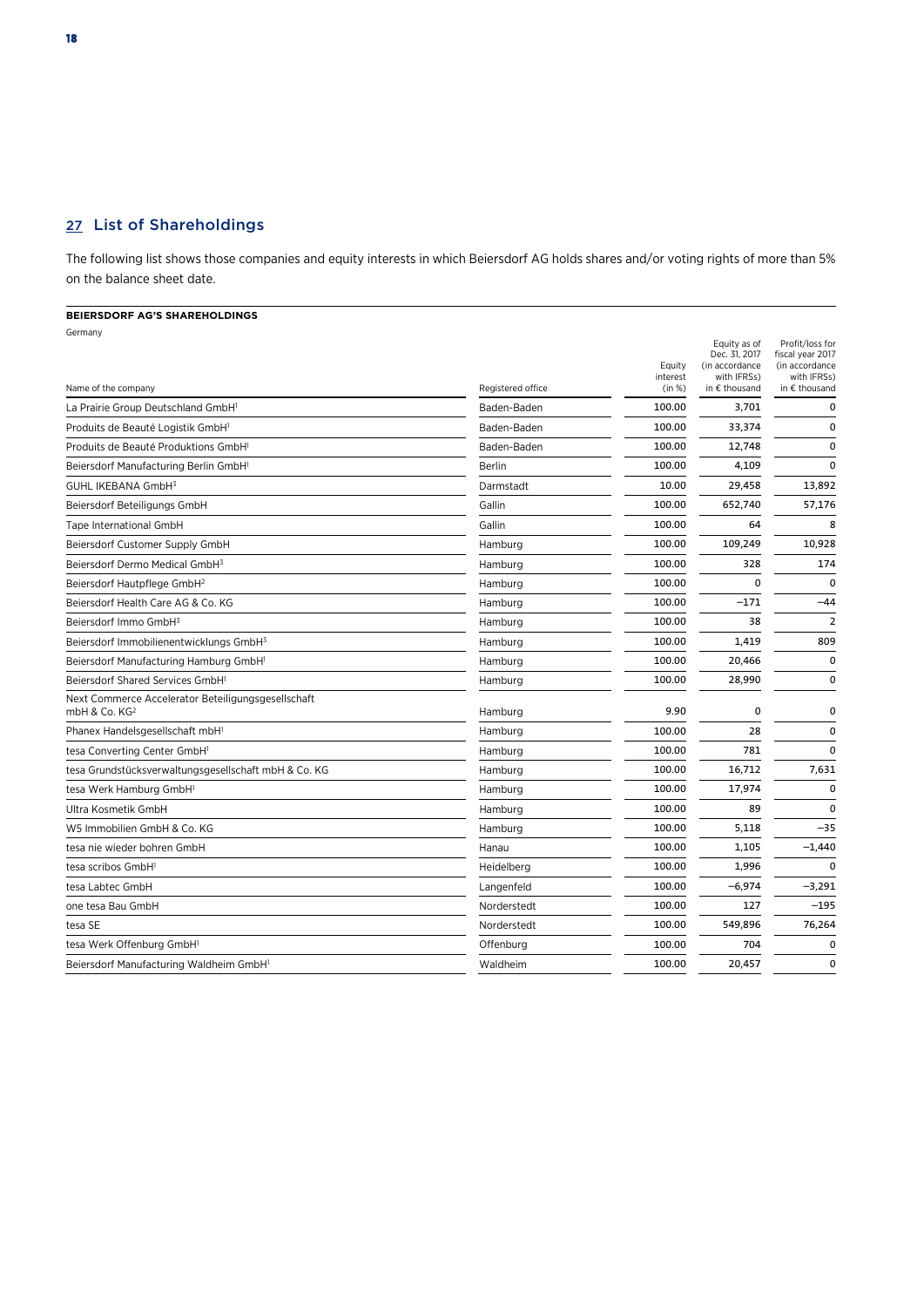## 27 List of Shareholdings

The following list shows those companies and equity interests in which Beiersdorf AG holds shares and/or voting rights of more than 5% on the balance sheet date.

**BEIERSDORF AG'S SHAREHOLDINGS**

Germany

| Name of the company | Registered office | Equity interest (in %) | Equity as of Dec. 31, 2017 (in accordance with IFRSs) in € thousand | Profit/loss for fiscal year 2017 (in accordance with IFRSs) in € thousand |
|---|---|---|---|---|
| La Prairie Group Deutschland GmbH[1] | Baden-Baden | 100.00 | 3,701 | 0 |
| Produits de Beauté Logistik GmbH[1] | Baden-Baden | 100.00 | 33,374 | 0 |
| Produits de Beauté Produktions GmbH[1] | Baden-Baden | 100.00 | 12,748 | 0 |
| Beiersdorf Manufacturing Berlin GmbH[1] | Berlin | 100.00 | 4,109 | 0 |
| GUHL IKEBANA GmbH[3] | Darmstadt | 10.00 | 29,458 | 13,892 |
| Beiersdorf Beteiligungs GmbH | Gallin | 100.00 | 652,740 | 57,176 |
| Tape International GmbH | Gallin | 100.00 | 64 | 8 |
| Beiersdorf Customer Supply GmbH | Hamburg | 100.00 | 109,249 | 10,928 |
| Beiersdorf Dermo Medical GmbH[3] | Hamburg | 100.00 | 328 | 174 |
| Beiersdorf Hautpflege GmbH[2] | Hamburg | 100.00 | 0 | 0 |
| Beiersdorf Health Care AG & Co. KG | Hamburg | 100.00 | −171 | −44 |
| Beiersdorf Immo GmbH[3] | Hamburg | 100.00 | 38 | 2 |
| Beiersdorf Immobilienentwicklungs GmbH[3] | Hamburg | 100.00 | 1,419 | 809 |
| Beiersdorf Manufacturing Hamburg GmbH[1] | Hamburg | 100.00 | 20,466 | 0 |
| Beiersdorf Shared Services GmbH[1] | Hamburg | 100.00 | 28,990 | 0 |
| Next Commerce Accelerator Beteiligungsgesellschaft mbH & Co. KG[2] | Hamburg | 9.90 | 0 | 0 |
| Phanex Handelsgesellschaft mbH[1] | Hamburg | 100.00 | 28 | 0 |
| tesa Converting Center GmbH[1] | Hamburg | 100.00 | 781 | 0 |
| tesa Grundstücksverwaltungsgesellschaft mbH & Co. KG | Hamburg | 100.00 | 16,712 | 7,631 |
| tesa Werk Hamburg GmbH[1] | Hamburg | 100.00 | 17,974 | 0 |
| Ultra Kosmetik GmbH | Hamburg | 100.00 | 89 | 0 |
| W5 Immobilien GmbH & Co. KG | Hamburg | 100.00 | 5,118 | −35 |
| tesa nie wieder bohren GmbH | Hanau | 100.00 | 1,105 | −1,440 |
| tesa scribos GmbH[1] | Heidelberg | 100.00 | 1,996 | 0 |
| tesa Labtec GmbH | Langenfeld | 100.00 | −6,974 | −3,291 |
| one tesa Bau GmbH | Norderstedt | 100.00 | 127 | −195 |
| tesa SE | Norderstedt | 100.00 | 549,896 | 76,264 |
| tesa Werk Offenburg GmbH[1] | Offenburg | 100.00 | 704 | 0 |
| Beiersdorf Manufacturing Waldheim GmbH[1] | Waldheim | 100.00 | 20,457 | 0 |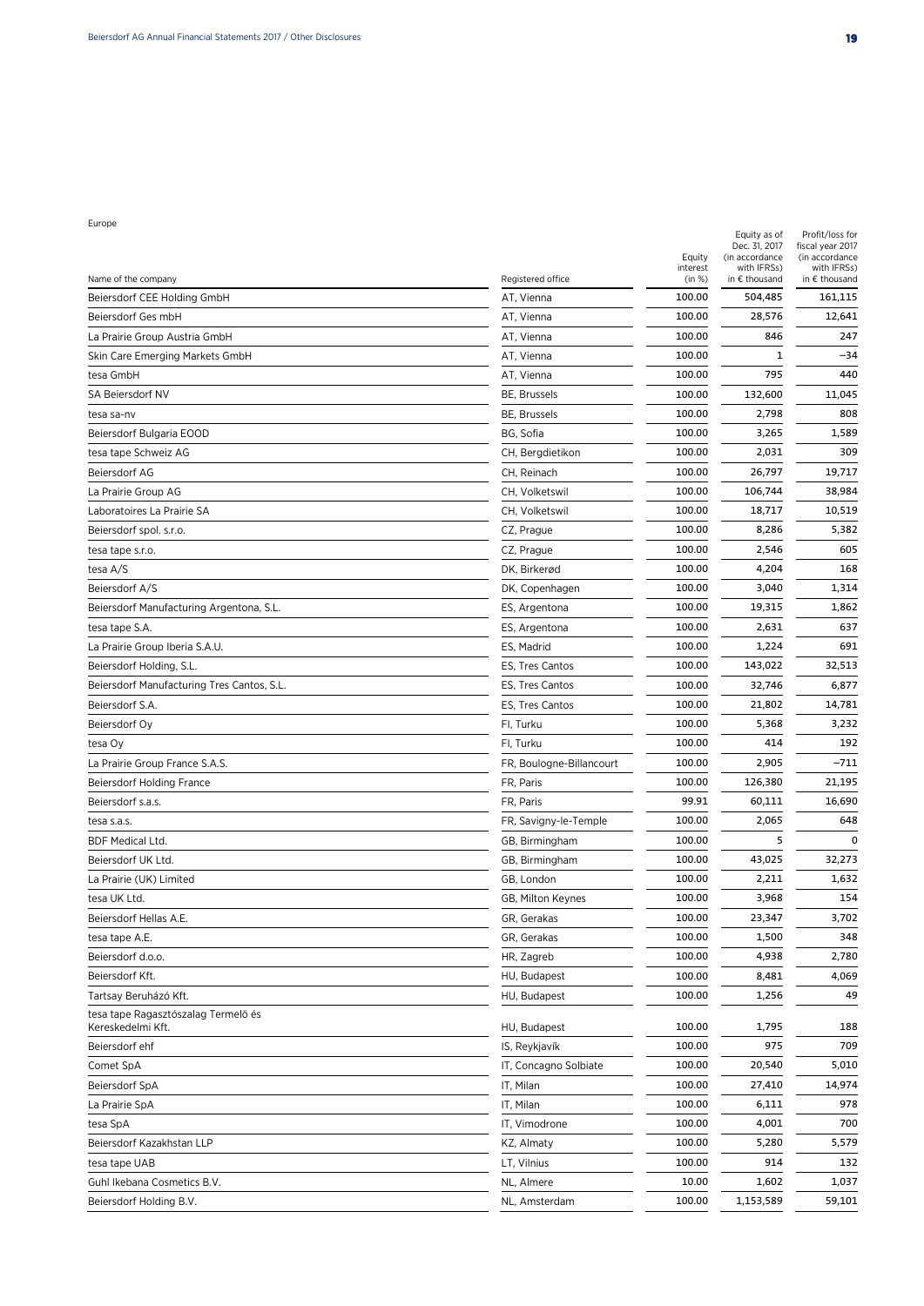Europe

| Name of the company | Registered office | Equity interest (in %) | Equity as of Dec. 31, 2017 (in accordance with IFRSs) in € thousand | Profit/loss for fiscal year 2017 (in accordance with IFRSs) in € thousand |
|---|---|---|---|---|
| Beiersdorf CEE Holding GmbH | AT, Vienna | 100.00 | 504,485 | 161,115 |
| Beiersdorf Ges mbH | AT, Vienna | 100.00 | 28,576 | 12,641 |
| La Prairie Group Austria GmbH | AT, Vienna | 100.00 | 846 | 247 |
| Skin Care Emerging Markets GmbH | AT, Vienna | 100.00 | 1 | −34 |
| tesa GmbH | AT, Vienna | 100.00 | 795 | 440 |
| SA Beiersdorf NV | BE, Brussels | 100.00 | 132,600 | 11,045 |
| tesa sa-nv | BE, Brussels | 100.00 | 2,798 | 808 |
| Beiersdorf Bulgaria EOOD | BG, Sofia | 100.00 | 3,265 | 1,589 |
| tesa tape Schweiz AG | CH, Bergdietikon | 100.00 | 2,031 | 309 |
| Beiersdorf AG | CH, Reinach | 100.00 | 26,797 | 19,717 |
| La Prairie Group AG | CH, Volketswil | 100.00 | 106,744 | 38,984 |
| Laboratoires La Prairie SA | CH, Volketswil | 100.00 | 18,717 | 10,519 |
| Beiersdorf spol. s.r.o. | CZ, Prague | 100.00 | 8,286 | 5,382 |
| tesa tape s.r.o. | CZ, Prague | 100.00 | 2,546 | 605 |
| tesa A/S | DK, Birkerød | 100.00 | 4,204 | 168 |
| Beiersdorf A/S | DK, Copenhagen | 100.00 | 3,040 | 1,314 |
| Beiersdorf Manufacturing Argentona, S.L. | ES, Argentona | 100.00 | 19,315 | 1,862 |
| tesa tape S.A. | ES, Argentona | 100.00 | 2,631 | 637 |
| La Prairie Group Iberia S.A.U. | ES, Madrid | 100.00 | 1,224 | 691 |
| Beiersdorf Holding, S.L. | ES, Tres Cantos | 100.00 | 143,022 | 32,513 |
| Beiersdorf Manufacturing Tres Cantos, S.L. | ES, Tres Cantos | 100.00 | 32,746 | 6,877 |
| Beiersdorf S.A. | ES, Tres Cantos | 100.00 | 21,802 | 14,781 |
| Beiersdorf Oy | FI, Turku | 100.00 | 5,368 | 3,232 |
| tesa Oy | FI, Turku | 100.00 | 414 | 192 |
| La Prairie Group France S.A.S. | FR, Boulogne-Billancourt | 100.00 | 2,905 | −711 |
| Beiersdorf Holding France | FR, Paris | 100.00 | 126,380 | 21,195 |
| Beiersdorf s.a.s. | FR, Paris | 99.91 | 60,111 | 16,690 |
| tesa s.a.s. | FR, Savigny-le-Temple | 100.00 | 2,065 | 648 |
| BDF Medical Ltd. | GB, Birmingham | 100.00 | 5 | 0 |
| Beiersdorf UK Ltd. | GB, Birmingham | 100.00 | 43,025 | 32,273 |
| La Prairie (UK) Limited | GB, London | 100.00 | 2,211 | 1,632 |
| tesa UK Ltd. | GB, Milton Keynes | 100.00 | 3,968 | 154 |
| Beiersdorf Hellas A.E. | GR, Gerakas | 100.00 | 23,347 | 3,702 |
| tesa tape A.E. | GR, Gerakas | 100.00 | 1,500 | 348 |
| Beiersdorf d.o.o. | HR, Zagreb | 100.00 | 4,938 | 2,780 |
| Beiersdorf Kft. | HU, Budapest | 100.00 | 8,481 | 4,069 |
| Tartsay Beruházó Kft. | HU, Budapest | 100.00 | 1,256 | 49 |
| tesa tape Ragasztószalag Termelő és Kereskedelmi Kft. | HU, Budapest | 100.00 | 1,795 | 188 |
| Beiersdorf ehf | IS, Reykjavík | 100.00 | 975 | 709 |
| Comet SpA | IT, Concagno Solbiate | 100.00 | 20,540 | 5,010 |
| Beiersdorf SpA | IT, Milan | 100.00 | 27,410 | 14,974 |
| La Prairie SpA | IT, Milan | 100.00 | 6,111 | 978 |
| tesa SpA | IT, Vimodrone | 100.00 | 4,001 | 700 |
| Beiersdorf Kazakhstan LLP | KZ, Almaty | 100.00 | 5,280 | 5,579 |
| tesa tape UAB | LT, Vilnius | 100.00 | 914 | 132 |
| Guhl Ikebana Cosmetics B.V. | NL, Almere | 10.00 | 1,602 | 1,037 |
| Beiersdorf Holding B.V. | NL, Amsterdam | 100.00 | 1,153,589 | 59,101 |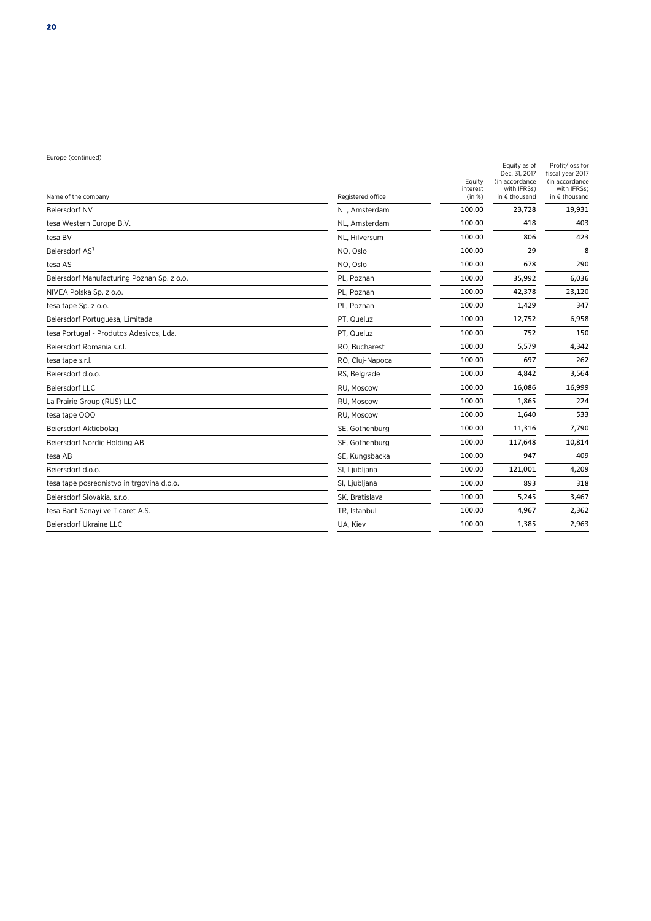Europe (continued)

| Name of the company | Registered office | Equity interest (in %) | Equity as of Dec. 31, 2017 (in accordance with IFRSs) in € thousand | Profit/loss for fiscal year 2017 (in accordance with IFRSs) in € thousand |
|---|---|---|---|---|
| Beiersdorf NV | NL, Amsterdam | 100.00 | 23,728 | 19,931 |
| tesa Western Europe B.V. | NL, Amsterdam | 100.00 | 418 | 403 |
| tesa BV | NL, Hilversum | 100.00 | 806 | 423 |
| Beiersdorf AS[3] | NO, Oslo | 100.00 | 29 | 8 |
| tesa AS | NO, Oslo | 100.00 | 678 | 290 |
| Beiersdorf Manufacturing Poznan Sp. z o.o. | PL, Poznan | 100.00 | 35,992 | 6,036 |
| NIVEA Polska Sp. z o.o. | PL, Poznan | 100.00 | 42,378 | 23,120 |
| tesa tape Sp. z o.o. | PL, Poznan | 100.00 | 1,429 | 347 |
| Beiersdorf Portuguesa, Limitada | PT, Queluz | 100.00 | 12,752 | 6,958 |
| tesa Portugal - Produtos Adesivos, Lda. | PT, Queluz | 100.00 | 752 | 150 |
| Beiersdorf Romania s.r.l. | RO, Bucharest | 100.00 | 5,579 | 4,342 |
| tesa tape s.r.l. | RO, Cluj-Napoca | 100.00 | 697 | 262 |
| Beiersdorf d.o.o. | RS, Belgrade | 100.00 | 4,842 | 3,564 |
| Beiersdorf LLC | RU, Moscow | 100.00 | 16,086 | 16,999 |
| La Prairie Group (RUS) LLC | RU, Moscow | 100.00 | 1,865 | 224 |
| tesa tape OOO | RU, Moscow | 100.00 | 1,640 | 533 |
| Beiersdorf Aktiebolag | SE, Gothenburg | 100.00 | 11,316 | 7,790 |
| Beiersdorf Nordic Holding AB | SE, Gothenburg | 100.00 | 117,648 | 10,814 |
| tesa AB | SE, Kungsbacka | 100.00 | 947 | 409 |
| Beiersdorf d.o.o. | SI, Ljubljana | 100.00 | 121,001 | 4,209 |
| tesa tape posrednistvo in trgovina d.o.o. | SI, Ljubljana | 100.00 | 893 | 318 |
| Beiersdorf Slovakia, s.r.o. | SK, Bratislava | 100.00 | 5,245 | 3,467 |
| tesa Bant Sanayi ve Ticaret A.S. | TR, Istanbul | 100.00 | 4,967 | 2,362 |
| Beiersdorf Ukraine LLC | UA, Kiev | 100.00 | 1,385 | 2,963 |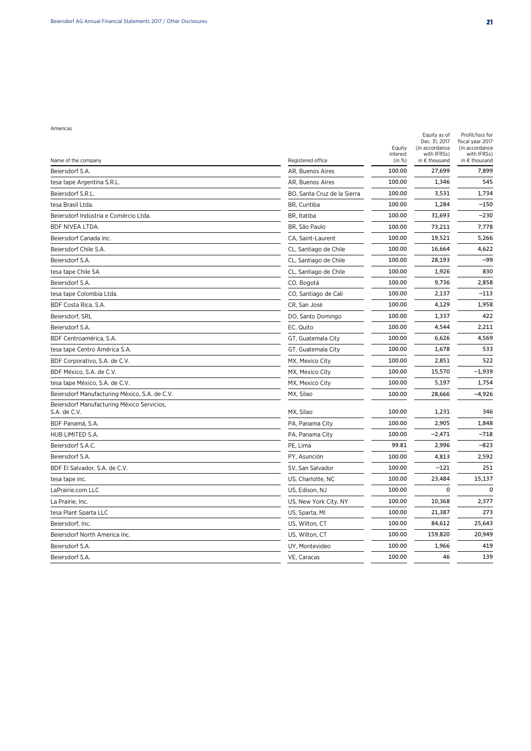Americas

| Name of the company | Registered office | Equity interest (in %) | Equity as of Dec. 31, 2017 (in accordance with IFRSs) in € thousand | Profit/loss for fiscal year 2017 (in accordance with IFRSs) in € thousand |
|---|---|---|---|---|
| Beiersdorf S.A. | AR, Buenos Aires | 100.00 | 27,699 | 7,899 |
| tesa tape Argentina S.R.L. | AR, Buenos Aires | 100.00 | 1,346 | 545 |
| Beiersdorf S.R.L. | BO, Santa Cruz de la Sierra | 100.00 | 3,531 | 1,734 |
| tesa Brasil Ltda. | BR, Curitiba | 100.00 | 1,284 | –150 |
| Beiersdorf Indústria e Comércio Ltda. | BR, Itatiba | 100.00 | 31,693 | –230 |
| BDF NIVEA LTDA. | BR, São Paulo | 100.00 | 73,211 | 7,778 |
| Beiersdorf Canada Inc. | CA, Saint-Laurent | 100.00 | 19,521 | 5,266 |
| Beiersdorf Chile S.A. | CL, Santiago de Chile | 100.00 | 16,664 | 4,622 |
| Beiersdorf S.A. | CL, Santiago de Chile | 100.00 | 28,193 | –99 |
| tesa tape Chile SA | CL, Santiago de Chile | 100.00 | 1,926 | 830 |
| Beiersdorf S.A. | CO, Bogotá | 100.00 | 9,736 | 2,858 |
| tesa tape Colombia Ltda. | CO, Santiago de Cali | 100.00 | 2,137 | –113 |
| BDF Costa Rica, S.A. | CR, San José | 100.00 | 4,129 | 1,958 |
| Beiersdorf, SRL | DO, Santo Domingo | 100.00 | 1,337 | 422 |
| Beiersdorf S.A. | EC, Quito | 100.00 | 4,544 | 2,211 |
| BDF Centroamérica, S.A. | GT, Guatemala City | 100.00 | 6,626 | 4,569 |
| tesa tape Centro América S.A. | GT, Guatemala City | 100.00 | 1,678 | 533 |
| BDF Corporativo, S.A. de C.V. | MX, Mexico City | 100.00 | 2,851 | 522 |
| BDF México, S.A. de C.V. | MX, Mexico City | 100.00 | 15,570 | –1,939 |
| tesa tape México, S.A. de C.V. | MX, Mexico City | 100.00 | 5,197 | 1,754 |
| Beiersdorf Manufacturing México, S.A. de C.V. | MX, Silao | 100.00 | 28,666 | –4,926 |
| Beiersdorf Manufacturing México Servicios, S.A. de C.V. | MX, Silao | 100.00 | 1,231 | 346 |
| BDF Panamá, S.A. | PA, Panama City | 100.00 | 2,905 | 1,848 |
| HUB LIMITED S.A. | PA, Panama City | 100.00 | –2,471 | –718 |
| Beiersdorf S.A.C. | PE, Lima | 99.81 | 2,996 | –823 |
| Beiersdorf S.A. | PY, Asunción | 100.00 | 4,813 | 2,592 |
| BDF El Salvador, S.A. de C.V. | SV, San Salvador | 100.00 | –121 | 251 |
| tesa tape inc. | US, Charlotte, NC | 100.00 | 23,484 | 15,137 |
| LaPrairie.com LLC | US, Edison, NJ | 100.00 | 0 | 0 |
| La Prairie, Inc. | US, New York City, NY | 100.00 | 10,368 | 2,377 |
| tesa Plant Sparta LLC | US, Sparta, MI | 100.00 | 21,387 | 273 |
| Beiersdorf, Inc. | US, Wilton, CT | 100.00 | 84,612 | 25,643 |
| Beiersdorf North America Inc. | US, Wilton, CT | 100.00 | 159,820 | 20,949 |
| Beiersdorf S.A. | UY, Montevideo | 100.00 | 1,966 | 419 |
| Beiersdorf S.A. | VE, Caracas | 100.00 | 46 | 139 |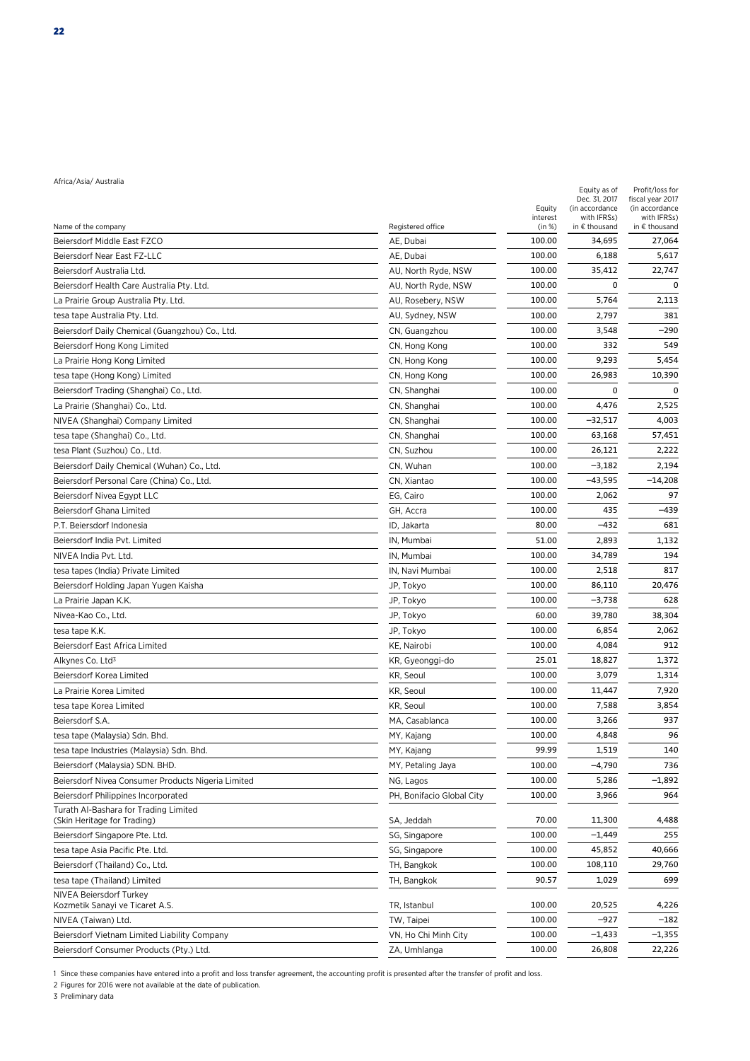Africa/ Asia/ Australia

| Name of the company | Registered office | Equity interest (in %) | Equity as of Dec. 31, 2017 (in accordance with IFRSs) in € thousand | Profit/loss for fiscal year 2017 (in accordance with IFRSs) in € thousand |
|---|---|---|---|---|
| Beiersdorf Middle East FZCO | AE, Dubai | 100.00 | 34,695 | 27,064 |
| Beiersdorf Near East FZ-LLC | AE, Dubai | 100.00 | 6,188 | 5,617 |
| Beiersdorf Australia Ltd. | AU, North Ryde, NSW | 100.00 | 35,412 | 22,747 |
| Beiersdorf Health Care Australia Pty. Ltd. | AU, North Ryde, NSW | 100.00 | 0 | 0 |
| La Prairie Group Australia Pty. Ltd. | AU, Rosebery, NSW | 100.00 | 5,764 | 2,113 |
| tesa tape Australia Pty. Ltd. | AU, Sydney, NSW | 100.00 | 2,797 | 381 |
| Beiersdorf Daily Chemical (Guangzhou) Co., Ltd. | CN, Guangzhou | 100.00 | 3,548 | −290 |
| Beiersdorf Hong Kong Limited | CN, Hong Kong | 100.00 | 332 | 549 |
| La Prairie Hong Kong Limited | CN, Hong Kong | 100.00 | 9,293 | 5,454 |
| tesa tape (Hong Kong) Limited | CN, Hong Kong | 100.00 | 26,983 | 10,390 |
| Beiersdorf Trading (Shanghai) Co., Ltd. | CN, Shanghai | 100.00 | 0 | 0 |
| La Prairie (Shanghai) Co., Ltd. | CN, Shanghai | 100.00 | 4,476 | 2,525 |
| NIVEA (Shanghai) Company Limited | CN, Shanghai | 100.00 | −32,517 | 4,003 |
| tesa tape (Shanghai) Co., Ltd. | CN, Shanghai | 100.00 | 63,168 | 57,451 |
| tesa Plant (Suzhou) Co., Ltd. | CN, Suzhou | 100.00 | 26,121 | 2,222 |
| Beiersdorf Daily Chemical (Wuhan) Co., Ltd. | CN, Wuhan | 100.00 | −3,182 | 2,194 |
| Beiersdorf Personal Care (China) Co., Ltd. | CN, Xiantao | 100.00 | −43,595 | −14,208 |
| Beiersdorf Nivea Egypt LLC | EG, Cairo | 100.00 | 2,062 | 97 |
| Beiersdorf Ghana Limited | GH, Accra | 100.00 | 435 | −439 |
| P.T. Beiersdorf Indonesia | ID, Jakarta | 80.00 | −432 | 681 |
| Beiersdorf India Pvt. Limited | IN, Mumbai | 51.00 | 2,893 | 1,132 |
| NIVEA India Pvt. Ltd. | IN, Mumbai | 100.00 | 34,789 | 194 |
| tesa tapes (India) Private Limited | IN, Navi Mumbai | 100.00 | 2,518 | 817 |
| Beiersdorf Holding Japan Yugen Kaisha | JP, Tokyo | 100.00 | 86,110 | 20,476 |
| La Prairie Japan K.K. | JP, Tokyo | 100.00 | −3,738 | 628 |
| Nivea-Kao Co., Ltd. | JP, Tokyo | 60.00 | 39,780 | 38,304 |
| tesa tape K.K. | JP, Tokyo | 100.00 | 6,854 | 2,062 |
| Beiersdorf East Africa Limited | KE, Nairobi | 100.00 | 4,084 | 912 |
| Alkynes Co. Ltd[3] | KR, Gyeonggi-do | 25.01 | 18,827 | 1,372 |
| Beiersdorf Korea Limited | KR, Seoul | 100.00 | 3,079 | 1,314 |
| La Prairie Korea Limited | KR, Seoul | 100.00 | 11,447 | 7,920 |
| tesa tape Korea Limited | KR, Seoul | 100.00 | 7,588 | 3,854 |
| Beiersdorf S.A. | MA, Casablanca | 100.00 | 3,266 | 937 |
| tesa tape (Malaysia) Sdn. Bhd. | MY, Kajang | 100.00 | 4,848 | 96 |
| tesa tape Industries (Malaysia) Sdn. Bhd. | MY, Kajang | 99.99 | 1,519 | 140 |
| Beiersdorf (Malaysia) SDN. BHD. | MY, Petaling Jaya | 100.00 | −4,790 | 736 |
| Beiersdorf Nivea Consumer Products Nigeria Limited | NG, Lagos | 100.00 | 5,286 | −1,892 |
| Beiersdorf Philippines Incorporated | PH, Bonifacio Global City | 100.00 | 3,966 | 964 |
| Turath Al-Bashara for Trading Limited (Skin Heritage for Trading) | SA, Jeddah | 70.00 | 11,300 | 4,488 |
| Beiersdorf Singapore Pte. Ltd. | SG, Singapore | 100.00 | −1,449 | 255 |
| tesa tape Asia Pacific Pte. Ltd. | SG, Singapore | 100.00 | 45,852 | 40,666 |
| Beiersdorf (Thailand) Co., Ltd. | TH, Bangkok | 100.00 | 108,110 | 29,760 |
| tesa tape (Thailand) Limited | TH, Bangkok | 90.57 | 1,029 | 699 |
| NIVEA Beiersdorf Turkey Kozmetik Sanayi ve Ticaret A.S. | TR, Istanbul | 100.00 | 20,525 | 4,226 |
| NIVEA (Taiwan) Ltd. | TW, Taipei | 100.00 | −927 | −182 |
| Beiersdorf Vietnam Limited Liability Company | VN, Ho Chi Minh City | 100.00 | −1,433 | −1,355 |
| Beiersdorf Consumer Products (Pty.) Ltd. | ZA, Umhlanga | 100.00 | 26,808 | 22,226 |

1 Since these companies have entered into a profit and loss transfer agreement, the accounting profit is presented after the transfer of profit and loss.

2 Figures for 2016 were not available at the date of publication.

3 Preliminary data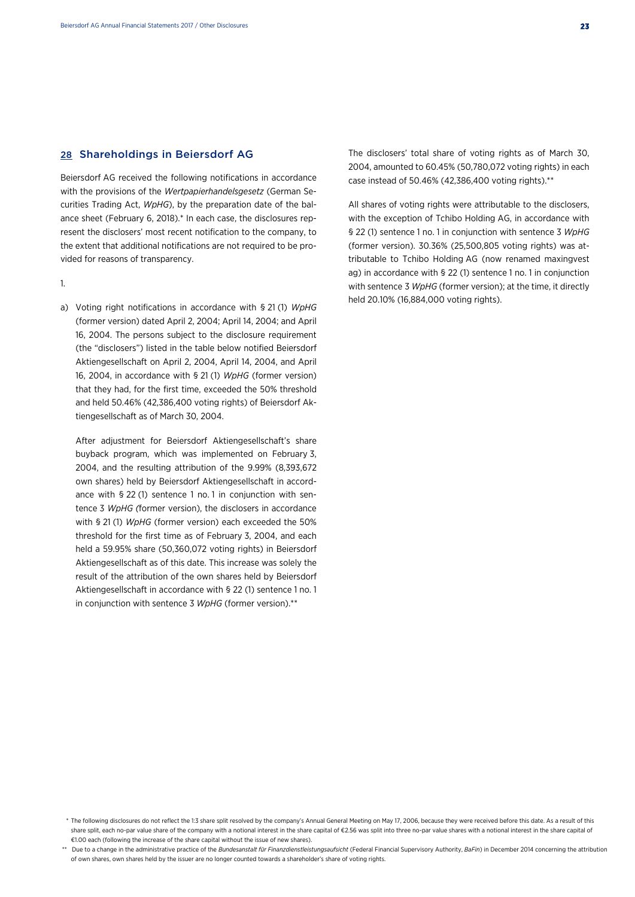## 28 Shareholdings in Beiersdorf AG

Beiersdorf AG received the following notifications in accordance with the provisions of the *Wertpapierhandelsgesetz* (German Securities Trading Act, *WpHG*), by the preparation date of the balance sheet (February 6, 2018).* In each case, the disclosures represent the disclosers' most recent notification to the company, to the extent that additional notifications are not required to be provided for reasons of transparency.

1.

a) Voting right notifications in accordance with § 21 (1) *WpHG* (former version) dated April 2, 2004; April 14, 2004; and April 16, 2004. The persons subject to the disclosure requirement (the "disclosers") listed in the table below notified Beiersdorf Aktiengesellschaft on April 2, 2004, April 14, 2004, and April 16, 2004, in accordance with § 21 (1) *WpHG* (former version) that they had, for the first time, exceeded the 50% threshold and held 50.46% (42,386,400 voting rights) of Beiersdorf Aktiengesellschaft as of March 30, 2004.

   After adjustment for Beiersdorf Aktiengesellschaft's share buyback program, which was implemented on February 3, 2004, and the resulting attribution of the 9.99% (8,393,672 own shares) held by Beiersdorf Aktiengesellschaft in accordance with § 22 (1) sentence 1 no. 1 in conjunction with sentence 3 *WpHG* (former version), the disclosers in accordance with § 21 (1) *WpHG* (former version) each exceeded the 50% threshold for the first time as of February 3, 2004, and each held a 59.95% share (50,360,072 voting rights) in Beiersdorf Aktiengesellschaft as of this date. This increase was solely the result of the attribution of the own shares held by Beiersdorf Aktiengesellschaft in accordance with § 22 (1) sentence 1 no. 1 in conjunction with sentence 3 *WpHG* (former version).**

   The disclosers' total share of voting rights as of March 30, 2004, amounted to 60.45% (50,780,072 voting rights) in each case instead of 50.46% (42,386,400 voting rights).**

   All shares of voting rights were attributable to the disclosers, with the exception of Tchibo Holding AG, in accordance with § 22 (1) sentence 1 no. 1 in conjunction with sentence 3 *WpHG* (former version). 30.36% (25,500,805 voting rights) was attributable to Tchibo Holding AG (now renamed maxingvest ag) in accordance with § 22 (1) sentence 1 no. 1 in conjunction with sentence 3 *WpHG* (former version); at the time, it directly held 20.10% (16,884,000 voting rights).

\* The following disclosures do not reflect the 1:3 share split resolved by the company's Annual General Meeting on May 17, 2006, because they were received before this date. As a result of this share split, each no-par value share of the company with a notional interest in the share capital of €2.56 was split into three no-par value shares with a notional interest in the share capital of €1.00 each (following the increase of the share capital without the issue of new shares).

\** Due to a change in the administrative practice of the *Bundesanstalt für Finanzdienstleistungsaufsicht* (Federal Financial Supervisory Authority, *BaFin*) in December 2014 concerning the attribution of own shares, own shares held by the issuer are no longer counted towards a shareholder's share of voting rights.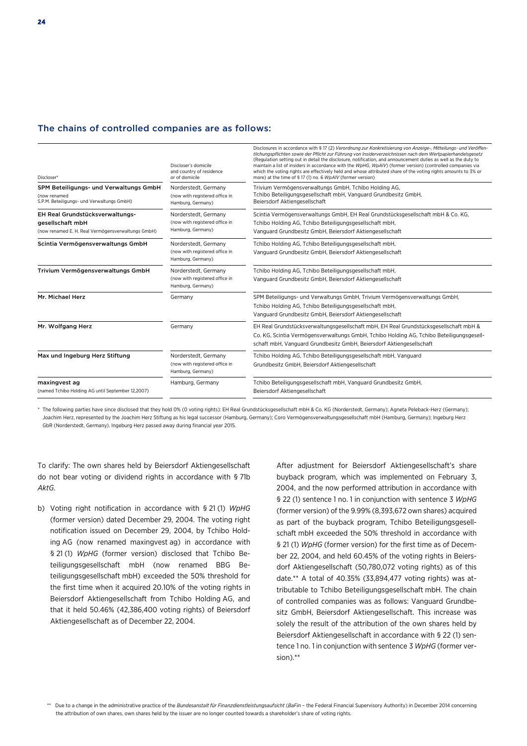## The chains of controlled companies are as follows:

| Discloser* | Discloser's domicile and country of residence or of domicile | Disclosures in accordance with § 17 (2) *Verordnung zur Konkretisierung von Anzeige-, Mitteilungs- und Veröffentlichungspflichten sowie der Pflicht zur Führung von Insiderverzeichnissen nach dem Wertpapierhandelsgesetz* (Regulation setting out in detail the disclosure, notification, and announcement duties as well as the duty to maintain a list of insiders in accordance with the *WpHG*, *WpAIV*) (former version) (controlled companies via which the voting rights are effectively held and whose attributed share of the voting rights amounts to 3% or more) at the time of § 17 (1) no. 6 *WpAIV* (former version) |
|---|---|---|
| **SPM Beteiligungs- und Verwaltungs GmbH** (now renamed S.P.M. Beteiligungs- und Verwaltung GmbH) | Norderstedt, Germany (now with registered office in Hamburg, Germany) | Trivium Vermögensverwaltungs GmbH, Tchibo Holding AG, Tchibo Beteiligungsgesellschaft mbH, Vanguard Grundbesitz GmbH, Beiersdorf Aktiengesellschaft |
| **EH Real Grundstücksverwaltungs-gesellschaft mbH** (now renamed E. H. Real Vermögensverwaltungs GmbH) | Norderstedt, Germany (now with registered office in Hamburg, Germany) | Scintia Vermögensverwaltungs GmbH, EH Real Grundstücksgesellschaft mbH & Co. KG, Tchibo Holding AG, Tchibo Beteiligungsgesellschaft mbH, Vanguard Grundbesitz GmbH, Beiersdorf Aktiengesellschaft |
| **Scintia Vermögensverwaltungs GmbH** | Norderstedt, Germany (now with registered office in Hamburg, Germany) | Tchibo Holding AG, Tchibo Beteiligungsgesellschaft mbH, Vanguard Grundbesitz GmbH, Beiersdorf Aktiengesellschaft |
| **Trivium Vermögensverwaltungs GmbH** | Norderstedt, Germany (now with registered office in Hamburg, Germany) | Tchibo Holding AG, Tchibo Beteiligungsgesellschaft mbH, Vanguard Grundbesitz GmbH, Beiersdorf Aktiengesellschaft |
| **Mr. Michael Herz** | Germany | SPM Beteiligungs- und Verwaltungs GmbH, Trivium Vermögensverwaltungs GmbH, Tchibo Holding AG, Tchibo Beteiligungsgesellschaft mbH, Vanguard Grundbesitz GmbH, Beiersdorf Aktiengesellschaft |
| **Mr. Wolfgang Herz** | Germany | EH Real Grundstücksverwaltungsgesellschaft mbH, EH Real Grundstücksgesellschaft mbH & Co. KG, Scintia Vermögensverwaltungs GmbH, Tchibo Holding AG, Tchibo Beteiligungsgesellschaft mbH, Vanguard Grundbesitz GmbH, Beiersdorf Aktiengesellschaft |
| **Max und Ingeburg Herz Stiftung** | Norderstedt, Germany (now with registered office in Hamburg, Germany) | Tchibo Holding AG, Tchibo Beteiligungsgesellschaft mbH, Vanguard Grundbesitz GmbH, Beiersdorf Aktiengesellschaft |
| **maxingvest ag** (named Tchibo Holding AG until September 12, 2007) | Hamburg, Germany | Tchibo Beteiligungsgesellschaft mbH, Vanguard Grundbesitz GmbH, Beiersdorf Aktiengesellschaft |

\* The following parties have since disclosed that they hold 0% (0 voting rights): EH Real Grundstücksgesellschaft mbH & Co. KG (Norderstedt, Germany); Agneta Peleback-Herz (Germany); Joachim Herz, represented by the Joachim Herz Stiftung as his legal successor (Hamburg, Germany); Coro Vermögensverwaltungsgesellschaft mbH (Hamburg, Germany); Ingeburg Herz GbR (Norderstedt, Germany). Ingeburg Herz passed away during financial year 2015.

To clarify: The own shares held by Beiersdorf Aktiengesellschaft do not bear voting or dividend rights in accordance with § 71b *AktG*.

b) Voting right notification in accordance with § 21 (1) *WpHG* (former version) dated December 29, 2004. The voting right notification issued on December 29, 2004, by Tchibo Holding AG (now renamed maxingvest ag) in accordance with § 21 (1) *WpHG* (former version) disclosed that Tchibo Beteiligungsgesellschaft mbH (now renamed BBG Beteiligungsgesellschaft mbH) exceeded the 50% threshold for the first time when it acquired 20.10% of the voting rights in Beiersdorf Aktiengesellschaft from Tchibo Holding AG, and that it held 50.46% (42,386,400 voting rights) of Beiersdorf Aktiengesellschaft as of December 22, 2004.

After adjustment for Beiersdorf Aktiengesellschaft's share buyback program, which was implemented on February 3, 2004, and the now performed attribution in accordance with § 22 (1) sentence 1 no. 1 in conjunction with sentence 3 *WpHG* (former version) of the 9.99% (8,393,672 own shares) acquired as part of the buyback program, Tchibo Beteiligungsgesellschaft mbH exceeded the 50% threshold in accordance with § 21 (1) *WpHG* (former version) for the first time as of December 22, 2004, and held 60.45% of the voting rights in Beiersdorf Aktiengesellschaft (50,780,072 voting rights) as of this date.\*\* A total of 40.35% (33,894,477 voting rights) was attributable to Tchibo Beteiligungsgesellschaft mbH. The chain of controlled companies was as follows: Vanguard Grundbesitz GmbH, Beiersdorf Aktiengesellschaft. This increase was solely the result of the attribution of the own shares held by Beiersdorf Aktiengesellschaft in accordance with § 22 (1) sentence 1 no. 1 in conjunction with sentence 3 *WpHG* (former version).\*\*

\*\* Due to a change in the administrative practice of the *Bundesanstalt für Finanzdienstleistungsaufsicht* (*BaFin* – the Federal Financial Supervisory Authority) in December 2014 concerning the attribution of own shares, own shares held by the issuer are no longer counted towards a shareholder's share of voting rights.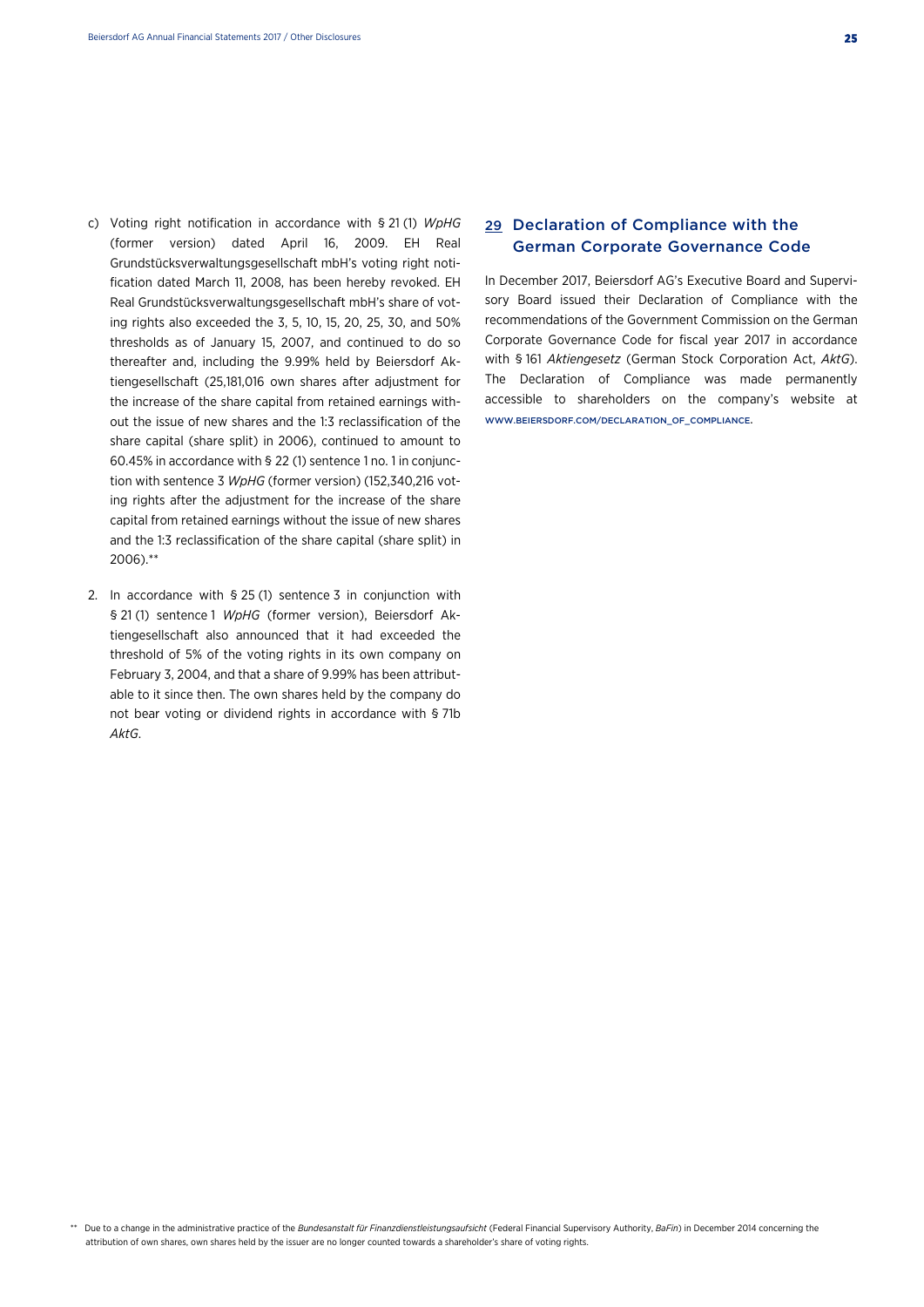c) Voting right notification in accordance with § 21 (1) *WpHG* (former version) dated April 16, 2009. EH Real Grundstücksverwaltungsgesellschaft mbH's voting right notification dated March 11, 2008, has been hereby revoked. EH Real Grundstücksverwaltungsgesellschaft mbH's share of voting rights also exceeded the 3, 5, 10, 15, 20, 25, 30, and 50% thresholds as of January 15, 2007, and continued to do so thereafter and, including the 9.99% held by Beiersdorf Aktiengesellschaft (25,181,016 own shares after adjustment for the increase of the share capital from retained earnings without the issue of new shares and the 1:3 reclassification of the share capital (share split) in 2006), continued to amount to 60.45% in accordance with § 22 (1) sentence 1 no. 1 in conjunction with sentence 3 *WpHG* (former version) (152,340,216 voting rights after the adjustment for the increase of the share capital from retained earnings without the issue of new shares and the 1:3 reclassification of the share capital (share split) in 2006).**

2. In accordance with § 25 (1) sentence 3 in conjunction with § 21 (1) sentence 1 *WpHG* (former version), Beiersdorf Aktiengesellschaft also announced that it had exceeded the threshold of 5% of the voting rights in its own company on February 3, 2004, and that a share of 9.99% has been attributable to it since then. The own shares held by the company do not bear voting or dividend rights in accordance with § 71b *AktG*.

## 29 Declaration of Compliance with the German Corporate Governance Code

In December 2017, Beiersdorf AG's Executive Board and Supervisory Board issued their Declaration of Compliance with the recommendations of the Government Commission on the German Corporate Governance Code for fiscal year 2017 in accordance with § 161 *Aktiengesetz* (German Stock Corporation Act, *AktG*). The Declaration of Compliance was made permanently accessible to shareholders on the company's website at WWW.BEIERSDORF.COM/DECLARATION_OF_COMPLIANCE.

** Due to a change in the administrative practice of the *Bundesanstalt für Finanzdienstleistungsaufsicht* (Federal Financial Supervisory Authority, *BaFin*) in December 2014 concerning the attribution of own shares, own shares held by the issuer are no longer counted towards a shareholder's share of voting rights.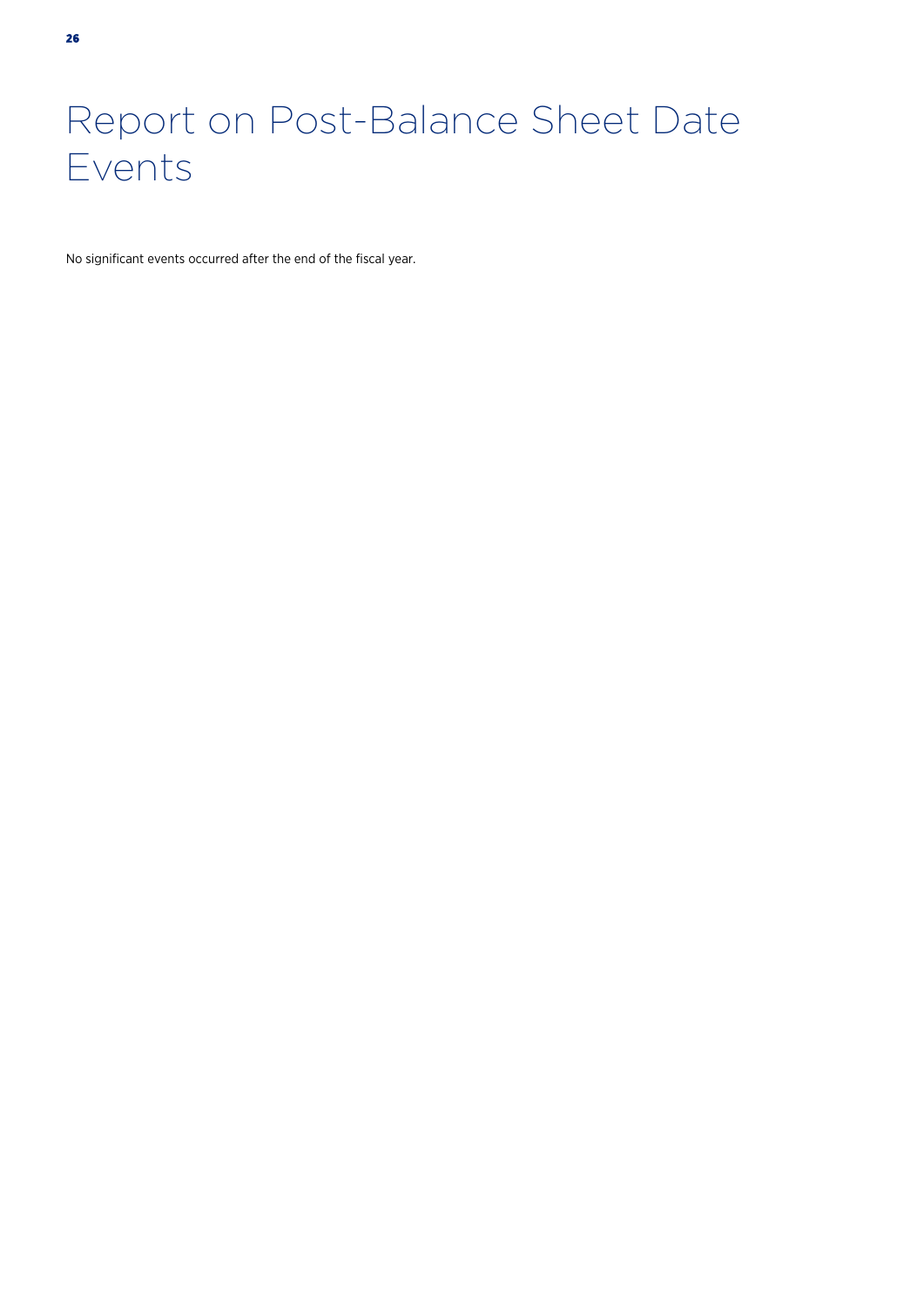# Report on Post-Balance Sheet Date Events

No significant events occurred after the end of the fiscal year.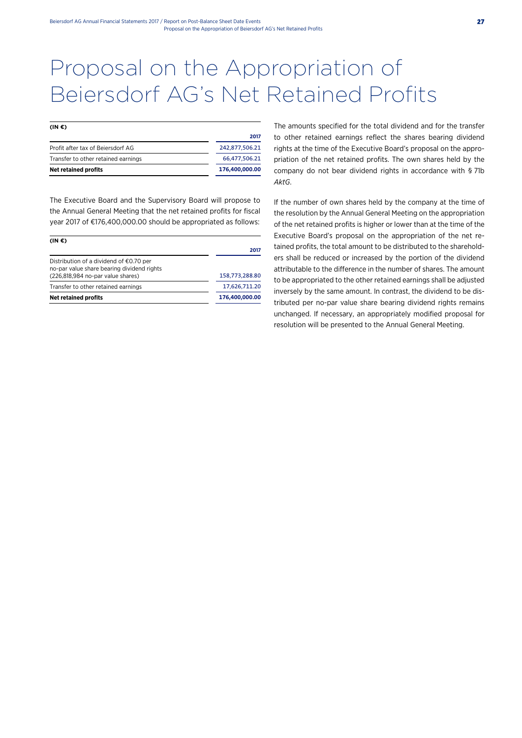# Proposal on the Appropriation of Beiersdorf AG's Net Retained Profits

| (IN €) | 2017 |
|---|---|
| Profit after tax of Beiersdorf AG | 242,877,506.21 |
| Transfer to other retained earnings | 66,477,506.21 |
| **Net retained profits** | **176,400,000.00** |

The Executive Board and the Supervisory Board will propose to the Annual General Meeting that the net retained profits for fiscal year 2017 of €176,400,000.00 should be appropriated as follows:

| (IN €) | 2017 |
|---|---|
| Distribution of a dividend of €0.70 per no-par value share bearing dividend rights (226,818,984 no-par value shares) | 158,773,288.80 |
| Transfer to other retained earnings | 17,626,711.20 |
| **Net retained profits** | **176,400,000.00** |

The amounts specified for the total dividend and for the transfer to other retained earnings reflect the shares bearing dividend rights at the time of the Executive Board's proposal on the appropriation of the net retained profits. The own shares held by the company do not bear dividend rights in accordance with § 71b *AktG*.

If the number of own shares held by the company at the time of the resolution by the Annual General Meeting on the appropriation of the net retained profits is higher or lower than at the time of the Executive Board's proposal on the appropriation of the net retained profits, the total amount to be distributed to the shareholders shall be reduced or increased by the portion of the dividend attributable to the difference in the number of shares. The amount to be appropriated to the other retained earnings shall be adjusted inversely by the same amount. In contrast, the dividend to be distributed per no-par value share bearing dividend rights remains unchanged. If necessary, an appropriately modified proposal for resolution will be presented to the Annual General Meeting.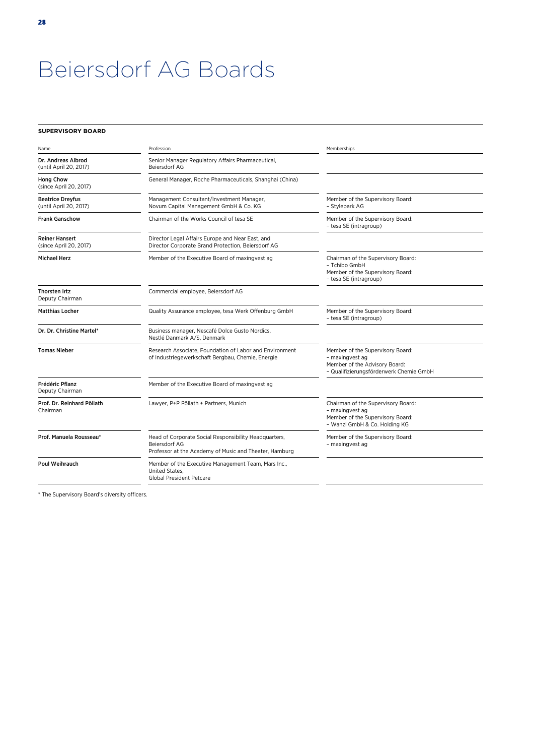# Beiersdorf AG Boards

**SUPERVISORY BOARD**

| Name | Profession | Memberships |
|---|---|---|
| **Dr. Andreas Albrod** (until April 20, 2017) | Senior Manager Regulatory Affairs Pharmaceutical, Beiersdorf AG | |
| **Hong Chow** (since April 20, 2017) | General Manager, Roche Pharmaceuticals, Shanghai (China) | |
| **Beatrice Dreyfus** (until April 20, 2017) | Management Consultant/Investment Manager, Novum Capital Management GmbH & Co. KG | Member of the Supervisory Board: – Stylepark AG |
| **Frank Ganschow** | Chairman of the Works Council of tesa SE | Member of the Supervisory Board: – tesa SE (intragroup) |
| **Reiner Hansert** (since April 20, 2017) | Director Legal Affairs Europe and Near East, and Director Corporate Brand Protection, Beiersdorf AG | |
| **Michael Herz** | Member of the Executive Board of maxingvest ag | Chairman of the Supervisory Board: – Tchibo GmbH Member of the Supervisory Board: – tesa SE (intragroup) |
| **Thorsten Irtz** Deputy Chairman | Commercial employee, Beiersdorf AG | |
| **Matthias Locher** | Quality Assurance employee, tesa Werk Offenburg GmbH | Member of the Supervisory Board: – tesa SE (intragroup) |
| **Dr. Dr. Christine Martel*** | Business manager, Nescafé Dolce Gusto Nordics, Nestlé Danmark A/S, Denmark | |
| **Tomas Nieber** | Research Associate, Foundation of Labor and Environment of Industriegewerkschaft Bergbau, Chemie, Energie | Member of the Supervisory Board: – maxingvest ag Member of the Advisory Board: – Qualifizierungsförderwerk Chemie GmbH |
| **Frédéric Pflanz** Deputy Chairman | Member of the Executive Board of maxingvest ag | |
| **Prof. Dr. Reinhard Pöllath** Chairman | Lawyer, P+P Pöllath + Partners, Munich | Chairman of the Supervisory Board: – maxingvest ag Member of the Supervisory Board: – Wanzl GmbH & Co. Holding KG |
| **Prof. Manuela Rousseau*** | Head of Corporate Social Responsibility Headquarters, Beiersdorf AG Professor at the Academy of Music and Theater, Hamburg | Member of the Supervisory Board: – maxingvest ag |
| **Poul Weihrauch** | Member of the Executive Management Team, Mars Inc., United States, Global President Petcare | |

* The Supervisory Board's diversity officers.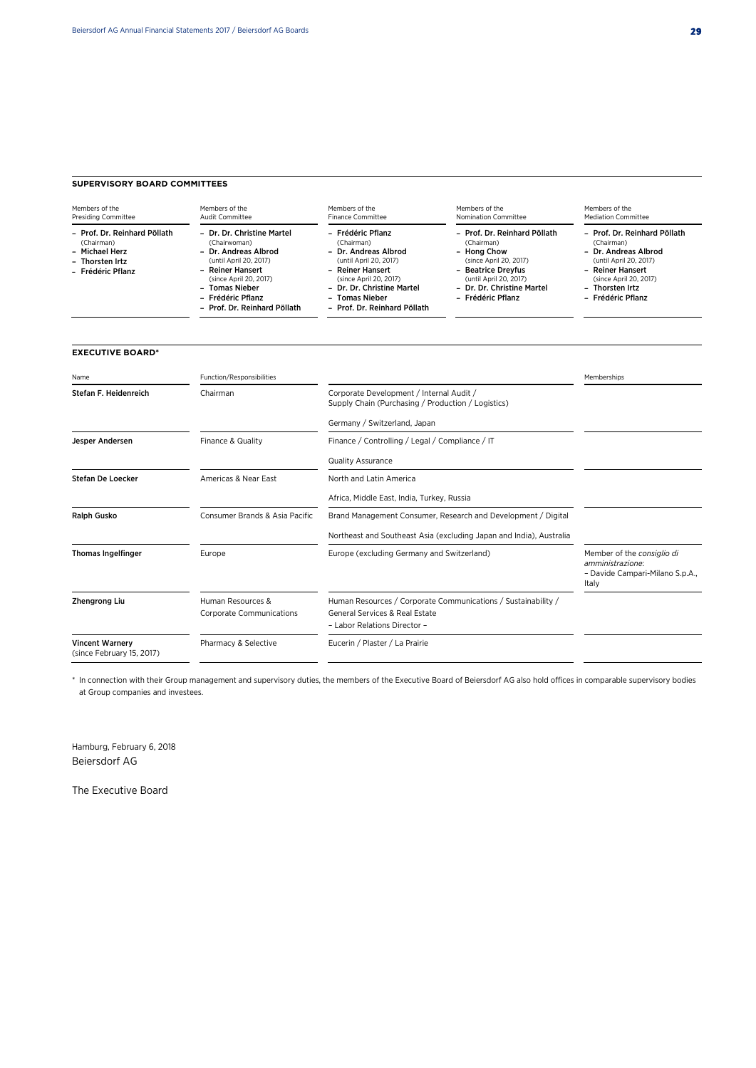## SUPERVISORY BOARD COMMITTEES

| Members of the Presiding Committee | Members of the Audit Committee | Members of the Finance Committee | Members of the Nomination Committee | Members of the Mediation Committee |
|---|---|---|---|---|
| – **Prof. Dr. Reinhard Pöllath** (Chairman)<br>– **Michael Herz**<br>– **Thorsten Irtz**<br>– **Frédéric Pflanz** | – **Dr. Dr. Christine Martel** (Chairwoman)<br>– **Dr. Andreas Albrod** (until April 20, 2017)<br>– **Reiner Hansert** (since April 20, 2017)<br>– **Tomas Nieber**<br>– **Frédéric Pflanz**<br>– **Prof. Dr. Reinhard Pöllath** | – **Frédéric Pflanz** (Chairman)<br>– **Dr. Andreas Albrod** (until April 20, 2017)<br>– **Reiner Hansert** (since April 20, 2017)<br>– **Dr. Dr. Christine Martel**<br>– **Tomas Nieber**<br>– **Prof. Dr. Reinhard Pöllath** | – **Prof. Dr. Reinhard Pöllath** (Chairman)<br>– **Hong Chow** (since April 20, 2017)<br>– **Beatrice Dreyfus** (until April 20, 2017)<br>– **Dr. Dr. Christine Martel**<br>– **Frédéric Pflanz** | – **Prof. Dr. Reinhard Pöllath** (Chairman)<br>– **Dr. Andreas Albrod** (until April 20, 2017)<br>– **Reiner Hansert** (since April 20, 2017)<br>– **Thorsten Irtz**<br>– **Frédéric Pflanz** |

## EXECUTIVE BOARD*

| Name | Function/Responsibilities | | Memberships |
|---|---|---|---|
| **Stefan F. Heidenreich** | Chairman | Corporate Development / Internal Audit / Supply Chain (Purchasing / Production / Logistics)<br><br>Germany / Switzerland, Japan | |
| **Jesper Andersen** | Finance & Quality | Finance / Controlling / Legal / Compliance / IT<br><br>Quality Assurance | |
| **Stefan De Loecker** | Americas & Near East | North and Latin America<br><br>Africa, Middle East, India, Turkey, Russia | |
| **Ralph Gusko** | Consumer Brands & Asia Pacific | Brand Management Consumer, Research and Development / Digital<br><br>Northeast and Southeast Asia (excluding Japan and India), Australia | |
| **Thomas Ingelfinger** | Europe | Europe (excluding Germany and Switzerland) | Member of the *consiglio di amministrazione*:<br>– Davide Campari-Milano S.p.A., Italy |
| **Zhengrong Liu** | Human Resources & Corporate Communications | Human Resources / Corporate Communications / Sustainability / General Services & Real Estate<br>– Labor Relations Director – | |
| **Vincent Warnery** (since February 15, 2017) | Pharmacy & Selective | Eucerin / Plaster / La Prairie | |

\* In connection with their Group management and supervisory duties, the members of the Executive Board of Beiersdorf AG also hold offices in comparable supervisory bodies at Group companies and investees.

Hamburg, February 6, 2018
Beiersdorf AG

The Executive Board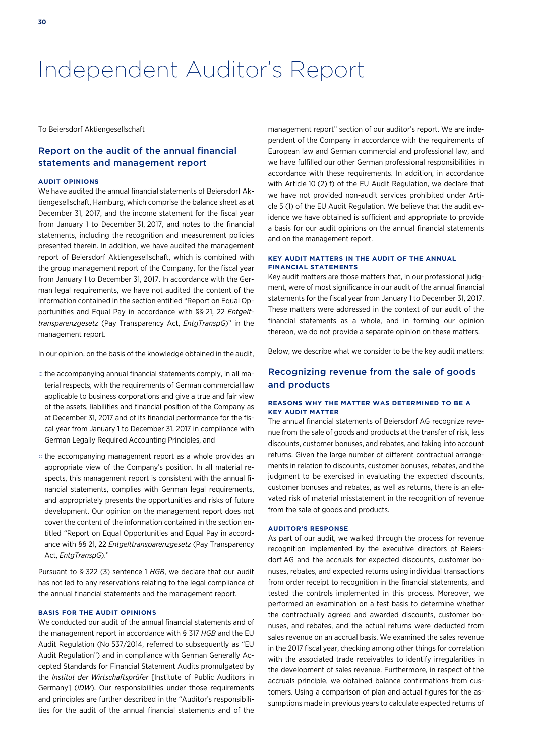# Independent Auditor's Report

To Beiersdorf Aktiengesellschaft

## Report on the audit of the annual financial statements and management report

### AUDIT OPINIONS

We have audited the annual financial statements of Beiersdorf Aktiengesellschaft, Hamburg, which comprise the balance sheet as at December 31, 2017, and the income statement for the fiscal year from January 1 to December 31, 2017, and notes to the financial statements, including the recognition and measurement policies presented therein. In addition, we have audited the management report of Beiersdorf Aktiengesellschaft, which is combined with the group management report of the Company, for the fiscal year from January 1 to December 31, 2017. In accordance with the German legal requirements, we have not audited the content of the information contained in the section entitled "Report on Equal Opportunities and Equal Pay in accordance with §§ 21, 22 *Entgelttransparenzgesetz* (Pay Transparency Act, *EntgTranspG*)" in the management report.

In our opinion, on the basis of the knowledge obtained in the audit,

- the accompanying annual financial statements comply, in all material respects, with the requirements of German commercial law applicable to business corporations and give a true and fair view of the assets, liabilities and financial position of the Company as at December 31, 2017 and of its financial performance for the fiscal year from January 1 to December 31, 2017 in compliance with German Legally Required Accounting Principles, and
- the accompanying management report as a whole provides an appropriate view of the Company's position. In all material respects, this management report is consistent with the annual financial statements, complies with German legal requirements, and appropriately presents the opportunities and risks of future development. Our opinion on the management report does not cover the content of the information contained in the section entitled "Report on Equal Opportunities and Equal Pay in accordance with §§ 21, 22 *Entgelttransparenzgesetz* (Pay Transparency Act, *EntgTranspG*)."

Pursuant to § 322 (3) sentence 1 *HGB*, we declare that our audit has not led to any reservations relating to the legal compliance of the annual financial statements and the management report.

### BASIS FOR THE AUDIT OPINIONS

We conducted our audit of the annual financial statements and of the management report in accordance with § 317 *HGB* and the EU Audit Regulation (No 537/2014, referred to subsequently as "EU Audit Regulation") and in compliance with German Generally Accepted Standards for Financial Statement Audits promulgated by the *Institut der Wirtschaftsprüfer* [Institute of Public Auditors in Germany] (*IDW*). Our responsibilities under those requirements and principles are further described in the "Auditor's responsibilities for the audit of the annual financial statements and of the management report" section of our auditor's report. We are independent of the Company in accordance with the requirements of European law and German commercial and professional law, and we have fulfilled our other German professional responsibilities in accordance with these requirements. In addition, in accordance with Article 10 (2) f) of the EU Audit Regulation, we declare that we have not provided non-audit services prohibited under Article 5 (1) of the EU Audit Regulation. We believe that the audit evidence we have obtained is sufficient and appropriate to provide a basis for our audit opinions on the annual financial statements and on the management report.

### KEY AUDIT MATTERS IN THE AUDIT OF THE ANNUAL FINANCIAL STATEMENTS

Key audit matters are those matters that, in our professional judgment, were of most significance in our audit of the annual financial statements for the fiscal year from January 1 to December 31, 2017. These matters were addressed in the context of our audit of the financial statements as a whole, and in forming our opinion thereon, we do not provide a separate opinion on these matters.

Below, we describe what we consider to be the key audit matters:

## Recognizing revenue from the sale of goods and products

### REASONS WHY THE MATTER WAS DETERMINED TO BE A KEY AUDIT MATTER

The annual financial statements of Beiersdorf AG recognize revenue from the sale of goods and products at the transfer of risk, less discounts, customer bonuses, and rebates, and taking into account returns. Given the large number of different contractual arrangements in relation to discounts, customer bonuses, rebates, and the judgment to be exercised in evaluating the expected discounts, customer bonuses and rebates, as well as returns, there is an elevated risk of material misstatement in the recognition of revenue from the sale of goods and products.

### AUDITOR'S RESPONSE

As part of our audit, we walked through the process for revenue recognition implemented by the executive directors of Beiersdorf AG and the accruals for expected discounts, customer bonuses, rebates, and expected returns using individual transactions from order receipt to recognition in the financial statements, and tested the controls implemented in this process. Moreover, we performed an examination on a test basis to determine whether the contractually agreed and awarded discounts, customer bonuses, and rebates, and the actual returns were deducted from sales revenue on an accrual basis. We examined the sales revenue in the 2017 fiscal year, checking among other things for correlation with the associated trade receivables to identify irregularities in the development of sales revenue. Furthermore, in respect of the accruals principle, we obtained balance confirmations from customers. Using a comparison of plan and actual figures for the assumptions made in previous years to calculate expected returns of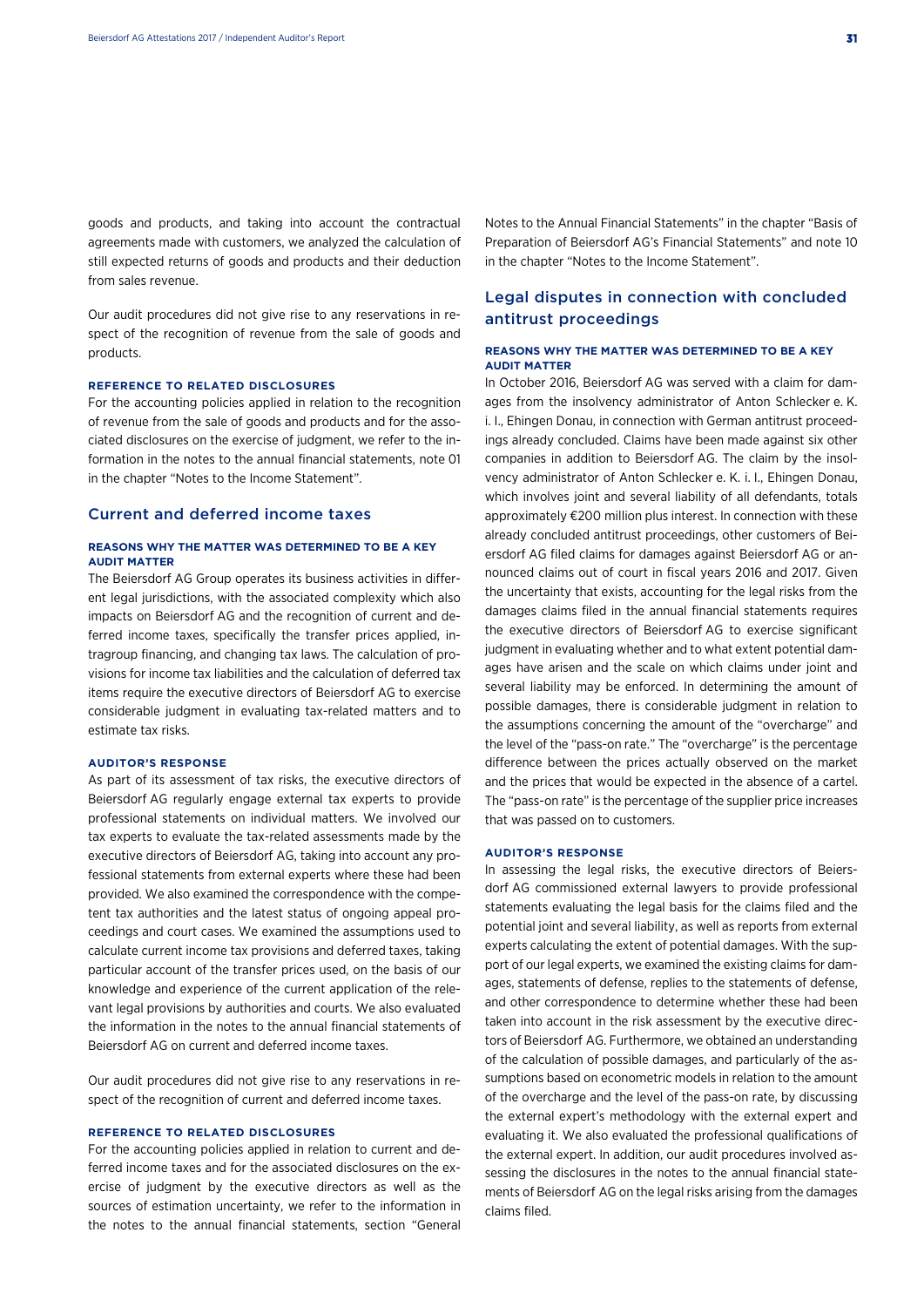goods and products, and taking into account the contractual agreements made with customers, we analyzed the calculation of still expected returns of goods and products and their deduction from sales revenue.

Our audit procedures did not give rise to any reservations in respect of the recognition of revenue from the sale of goods and products.

**REFERENCE TO RELATED DISCLOSURES**

For the accounting policies applied in relation to the recognition of revenue from the sale of goods and products and for the associated disclosures on the exercise of judgment, we refer to the information in the notes to the annual financial statements, note 01 in the chapter "Notes to the Income Statement".

## Current and deferred income taxes

**REASONS WHY THE MATTER WAS DETERMINED TO BE A KEY AUDIT MATTER**

The Beiersdorf AG Group operates its business activities in different legal jurisdictions, with the associated complexity which also impacts on Beiersdorf AG and the recognition of current and deferred income taxes, specifically the transfer prices applied, intragroup financing, and changing tax laws. The calculation of provisions for income tax liabilities and the calculation of deferred tax items require the executive directors of Beiersdorf AG to exercise considerable judgment in evaluating tax-related matters and to estimate tax risks.

**AUDITOR'S RESPONSE**

As part of its assessment of tax risks, the executive directors of Beiersdorf AG regularly engage external tax experts to provide professional statements on individual matters. We involved our tax experts to evaluate the tax-related assessments made by the executive directors of Beiersdorf AG, taking into account any professional statements from external experts where these had been provided. We also examined the correspondence with the competent tax authorities and the latest status of ongoing appeal proceedings and court cases. We examined the assumptions used to calculate current income tax provisions and deferred taxes, taking particular account of the transfer prices used, on the basis of our knowledge and experience of the current application of the relevant legal provisions by authorities and courts. We also evaluated the information in the notes to the annual financial statements of Beiersdorf AG on current and deferred income taxes.

Our audit procedures did not give rise to any reservations in respect of the recognition of current and deferred income taxes.

**REFERENCE TO RELATED DISCLOSURES**

For the accounting policies applied in relation to current and deferred income taxes and for the associated disclosures on the exercise of judgment by the executive directors as well as the sources of estimation uncertainty, we refer to the information in the notes to the annual financial statements, section "General Notes to the Annual Financial Statements" in the chapter "Basis of Preparation of Beiersdorf AG's Financial Statements" and note 10 in the chapter "Notes to the Income Statement".

## Legal disputes in connection with concluded antitrust proceedings

**REASONS WHY THE MATTER WAS DETERMINED TO BE A KEY AUDIT MATTER**

In October 2016, Beiersdorf AG was served with a claim for damages from the insolvency administrator of Anton Schlecker e. K. i. I., Ehingen Donau, in connection with German antitrust proceedings already concluded. Claims have been made against six other companies in addition to Beiersdorf AG. The claim by the insolvency administrator of Anton Schlecker e. K. i. I., Ehingen Donau, which involves joint and several liability of all defendants, totals approximately €200 million plus interest. In connection with these already concluded antitrust proceedings, other customers of Beiersdorf AG filed claims for damages against Beiersdorf AG or announced claims out of court in fiscal years 2016 and 2017. Given the uncertainty that exists, accounting for the legal risks from the damages claims filed in the annual financial statements requires the executive directors of Beiersdorf AG to exercise significant judgment in evaluating whether and to what extent potential damages have arisen and the scale on which claims under joint and several liability may be enforced. In determining the amount of possible damages, there is considerable judgment in relation to the assumptions concerning the amount of the "overcharge" and the level of the "pass-on rate." The "overcharge" is the percentage difference between the prices actually observed on the market and the prices that would be expected in the absence of a cartel. The "pass-on rate" is the percentage of the supplier price increases that was passed on to customers.

**AUDITOR'S RESPONSE**

In assessing the legal risks, the executive directors of Beiersdorf AG commissioned external lawyers to provide professional statements evaluating the legal basis for the claims filed and the potential joint and several liability, as well as reports from external experts calculating the extent of potential damages. With the support of our legal experts, we examined the existing claims for damages, statements of defense, replies to the statements of defense, and other correspondence to determine whether these had been taken into account in the risk assessment by the executive directors of Beiersdorf AG. Furthermore, we obtained an understanding of the calculation of possible damages, and particularly of the assumptions based on econometric models in relation to the amount of the overcharge and the level of the pass-on rate, by discussing the external expert's methodology with the external expert and evaluating it. We also evaluated the professional qualifications of the external expert. In addition, our audit procedures involved assessing the disclosures in the notes to the annual financial statements of Beiersdorf AG on the legal risks arising from the damages claims filed.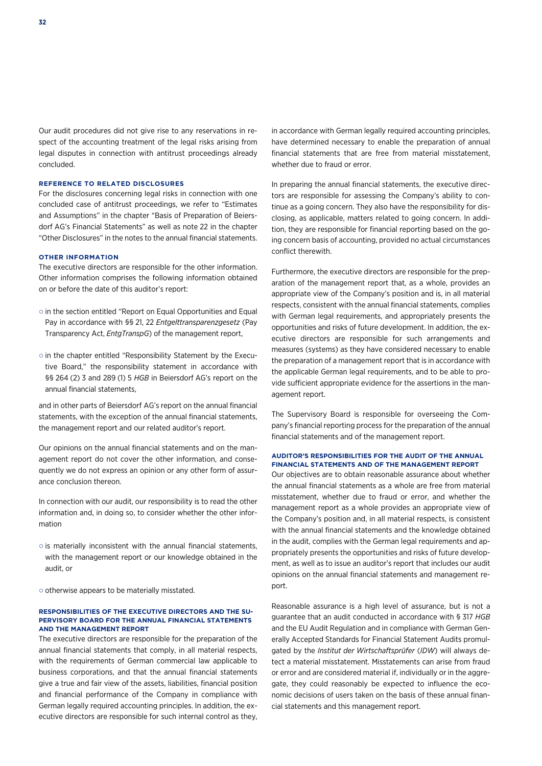Our audit procedures did not give rise to any reservations in respect of the accounting treatment of the legal risks arising from legal disputes in connection with antitrust proceedings already concluded.

#### REFERENCE TO RELATED DISCLOSURES

For the disclosures concerning legal risks in connection with one concluded case of antitrust proceedings, we refer to "Estimates and Assumptions" in the chapter "Basis of Preparation of Beiersdorf AG's Financial Statements" as well as note 22 in the chapter "Other Disclosures" in the notes to the annual financial statements.

#### OTHER INFORMATION

The executive directors are responsible for the other information. Other information comprises the following information obtained on or before the date of this auditor's report:

- in the section entitled "Report on Equal Opportunities and Equal Pay in accordance with §§ 21, 22 *Entgelttransparenzgesetz* (Pay Transparency Act, *EntgTranspG*) of the management report,
- in the chapter entitled "Responsibility Statement by the Executive Board," the responsibility statement in accordance with §§ 264 (2) 3 and 289 (1) 5 *HGB* in Beiersdorf AG's report on the annual financial statements,

and in other parts of Beiersdorf AG's report on the annual financial statements, with the exception of the annual financial statements, the management report and our related auditor's report.

Our opinions on the annual financial statements and on the management report do not cover the other information, and consequently we do not express an opinion or any other form of assurance conclusion thereon.

In connection with our audit, our responsibility is to read the other information and, in doing so, to consider whether the other information

- is materially inconsistent with the annual financial statements, with the management report or our knowledge obtained in the audit, or
- otherwise appears to be materially misstated.

#### RESPONSIBILITIES OF THE EXECUTIVE DIRECTORS AND THE SUPERVISORY BOARD FOR THE ANNUAL FINANCIAL STATEMENTS AND THE MANAGEMENT REPORT

The executive directors are responsible for the preparation of the annual financial statements that comply, in all material respects, with the requirements of German commercial law applicable to business corporations, and that the annual financial statements give a true and fair view of the assets, liabilities, financial position and financial performance of the Company in compliance with German legally required accounting principles. In addition, the executive directors are responsible for such internal control as they, in accordance with German legally required accounting principles, have determined necessary to enable the preparation of annual financial statements that are free from material misstatement, whether due to fraud or error.

In preparing the annual financial statements, the executive directors are responsible for assessing the Company's ability to continue as a going concern. They also have the responsibility for disclosing, as applicable, matters related to going concern. In addition, they are responsible for financial reporting based on the going concern basis of accounting, provided no actual circumstances conflict therewith.

Furthermore, the executive directors are responsible for the preparation of the management report that, as a whole, provides an appropriate view of the Company's position and is, in all material respects, consistent with the annual financial statements, complies with German legal requirements, and appropriately presents the opportunities and risks of future development. In addition, the executive directors are responsible for such arrangements and measures (systems) as they have considered necessary to enable the preparation of a management report that is in accordance with the applicable German legal requirements, and to be able to provide sufficient appropriate evidence for the assertions in the management report.

The Supervisory Board is responsible for overseeing the Company's financial reporting process for the preparation of the annual financial statements and of the management report.

#### AUDITOR'S RESPONSIBILITIES FOR THE AUDIT OF THE ANNUAL FINANCIAL STATEMENTS AND OF THE MANAGEMENT REPORT

Our objectives are to obtain reasonable assurance about whether the annual financial statements as a whole are free from material misstatement, whether due to fraud or error, and whether the management report as a whole provides an appropriate view of the Company's position and, in all material respects, is consistent with the annual financial statements and the knowledge obtained in the audit, complies with the German legal requirements and appropriately presents the opportunities and risks of future development, as well as to issue an auditor's report that includes our audit opinions on the annual financial statements and management report.

Reasonable assurance is a high level of assurance, but is not a guarantee that an audit conducted in accordance with § 317 *HGB* and the EU Audit Regulation and in compliance with German Generally Accepted Standards for Financial Statement Audits promulgated by the *Institut der Wirtschaftsprüfer* (*IDW*) will always detect a material misstatement. Misstatements can arise from fraud or error and are considered material if, individually or in the aggregate, they could reasonably be expected to influence the economic decisions of users taken on the basis of these annual financial statements and this management report.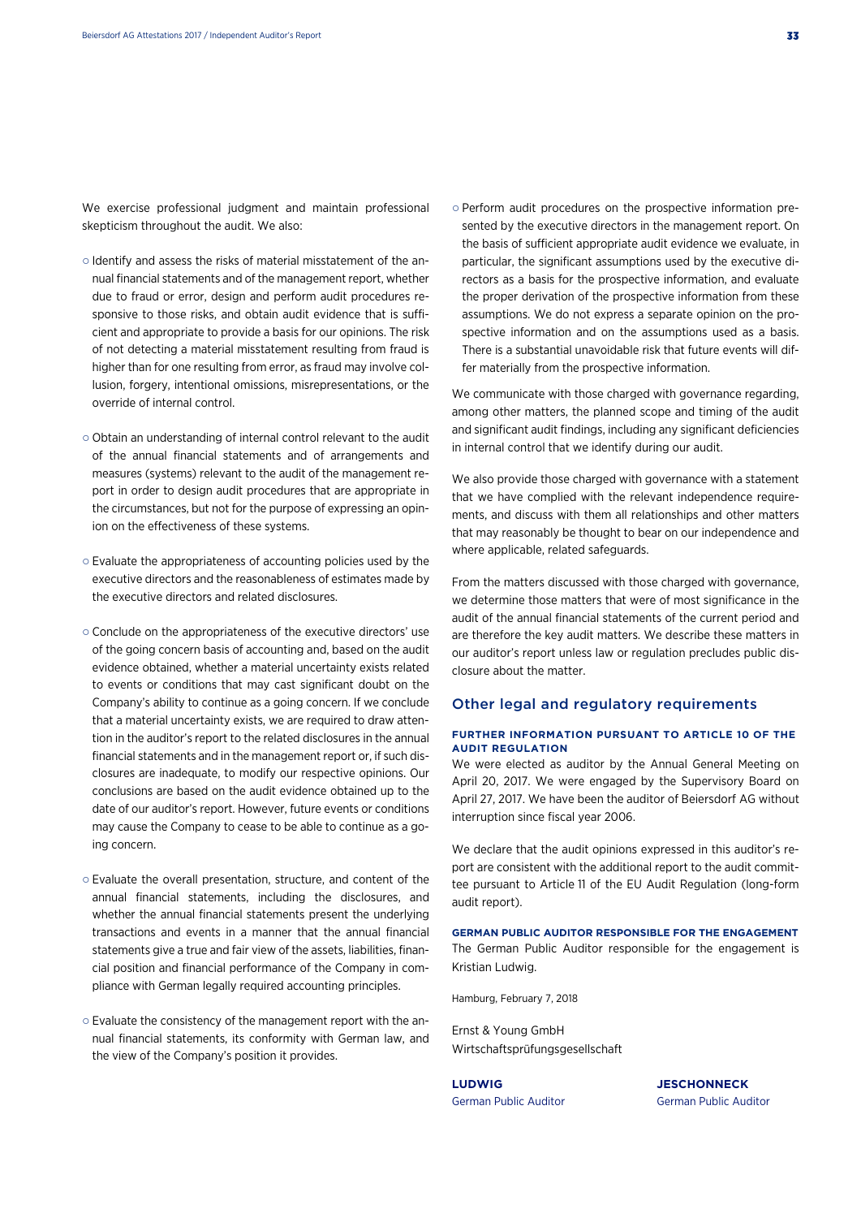We exercise professional judgment and maintain professional skepticism throughout the audit. We also:

- Identify and assess the risks of material misstatement of the annual financial statements and of the management report, whether due to fraud or error, design and perform audit procedures responsive to those risks, and obtain audit evidence that is sufficient and appropriate to provide a basis for our opinions. The risk of not detecting a material misstatement resulting from fraud is higher than for one resulting from error, as fraud may involve collusion, forgery, intentional omissions, misrepresentations, or the override of internal control.

- Obtain an understanding of internal control relevant to the audit of the annual financial statements and of arrangements and measures (systems) relevant to the audit of the management report in order to design audit procedures that are appropriate in the circumstances, but not for the purpose of expressing an opinion on the effectiveness of these systems.

- Evaluate the appropriateness of accounting policies used by the executive directors and the reasonableness of estimates made by the executive directors and related disclosures.

- Conclude on the appropriateness of the executive directors' use of the going concern basis of accounting and, based on the audit evidence obtained, whether a material uncertainty exists related to events or conditions that may cast significant doubt on the Company's ability to continue as a going concern. If we conclude that a material uncertainty exists, we are required to draw attention in the auditor's report to the related disclosures in the annual financial statements and in the management report or, if such disclosures are inadequate, to modify our respective opinions. Our conclusions are based on the audit evidence obtained up to the date of our auditor's report. However, future events or conditions may cause the Company to cease to be able to continue as a going concern.

- Evaluate the overall presentation, structure, and content of the annual financial statements, including the disclosures, and whether the annual financial statements present the underlying transactions and events in a manner that the annual financial statements give a true and fair view of the assets, liabilities, financial position and financial performance of the Company in compliance with German legally required accounting principles.

- Evaluate the consistency of the management report with the annual financial statements, its conformity with German law, and the view of the Company's position it provides.

- Perform audit procedures on the prospective information presented by the executive directors in the management report. On the basis of sufficient appropriate audit evidence we evaluate, in particular, the significant assumptions used by the executive directors as a basis for the prospective information, and evaluate the proper derivation of the prospective information from these assumptions. We do not express a separate opinion on the prospective information and on the assumptions used as a basis. There is a substantial unavoidable risk that future events will differ materially from the prospective information.

We communicate with those charged with governance regarding, among other matters, the planned scope and timing of the audit and significant audit findings, including any significant deficiencies in internal control that we identify during our audit.

We also provide those charged with governance with a statement that we have complied with the relevant independence requirements, and discuss with them all relationships and other matters that may reasonably be thought to bear on our independence and where applicable, related safeguards.

From the matters discussed with those charged with governance, we determine those matters that were of most significance in the audit of the annual financial statements of the current period and are therefore the key audit matters. We describe these matters in our auditor's report unless law or regulation precludes public disclosure about the matter.

## Other legal and regulatory requirements

### FURTHER INFORMATION PURSUANT TO ARTICLE 10 OF THE AUDIT REGULATION

We were elected as auditor by the Annual General Meeting on April 20, 2017. We were engaged by the Supervisory Board on April 27, 2017. We have been the auditor of Beiersdorf AG without interruption since fiscal year 2006.

We declare that the audit opinions expressed in this auditor's report are consistent with the additional report to the audit committee pursuant to Article 11 of the EU Audit Regulation (long-form audit report).

### GERMAN PUBLIC AUDITOR RESPONSIBLE FOR THE ENGAGEMENT

The German Public Auditor responsible for the engagement is Kristian Ludwig.

Hamburg, February 7, 2018

Ernst & Young GmbH
Wirtschaftsprüfungsgesellschaft

**LUDWIG**
German Public Auditor

**JESCHONNECK**
German Public Auditor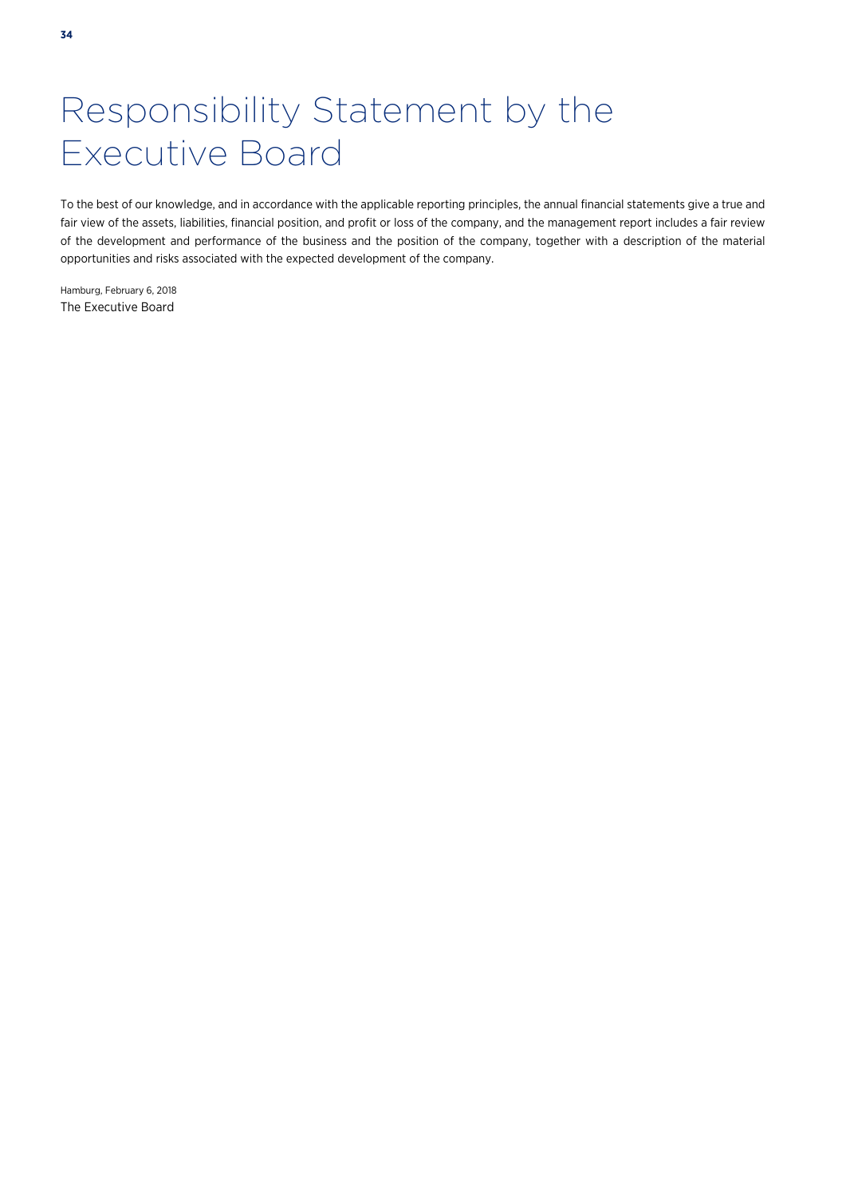# Responsibility Statement by the Executive Board

To the best of our knowledge, and in accordance with the applicable reporting principles, the annual financial statements give a true and fair view of the assets, liabilities, financial position, and profit or loss of the company, and the management report includes a fair review of the development and performance of the business and the position of the company, together with a description of the material opportunities and risks associated with the expected development of the company.

Hamburg, February 6, 2018
The Executive Board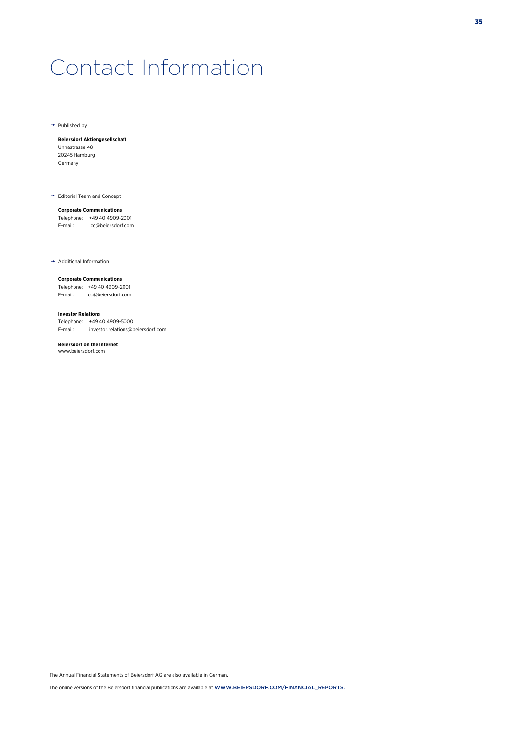# Contact Information

→ Published by

**Beiersdorf Aktiengesellschaft**
Unnastrasse 48
20245 Hamburg
Germany

→ Editorial Team and Concept

**Corporate Communications**
Telephone: +49 40 4909-2001
E-mail: cc@beiersdorf.com

→ Additional Information

**Corporate Communications**
Telephone: +49 40 4909-2001
E-mail: cc@beiersdorf.com

**Investor Relations**
Telephone: +49 40 4909-5000
E-mail: investor.relations@beiersdorf.com

**Beiersdorf on the Internet**
www.beiersdorf.com

The Annual Financial Statements of Beiersdorf AG are also available in German.

The online versions of the Beiersdorf financial publications are available at WWW.BEIERSDORF.COM/FINANCIAL_REPORTS.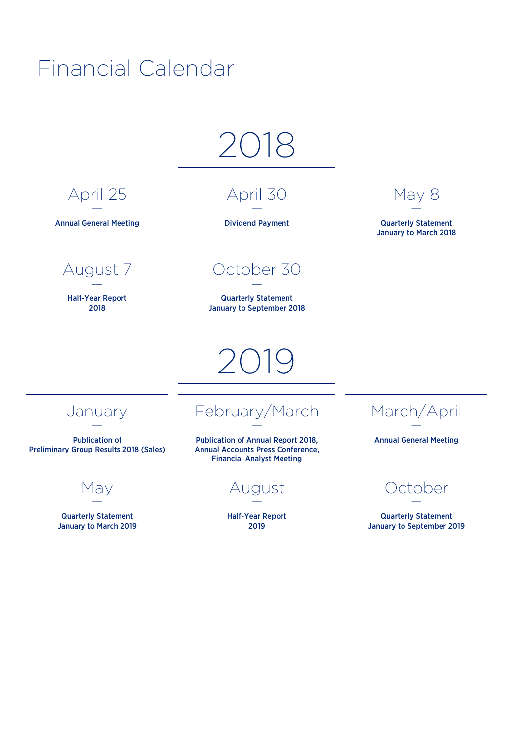# Financial Calendar

## 2018

**April 25**
Annual General Meeting

**April 30**
Dividend Payment

**May 8**
Quarterly Statement January to March 2018

**August 7**
Half-Year Report 2018

**October 30**
Quarterly Statement January to September 2018

## 2019

**January**
Publication of Preliminary Group Results 2018 (Sales)

**February/March**
Publication of Annual Report 2018, Annual Accounts Press Conference, Financial Analyst Meeting

**March/April**
Annual General Meeting

**May**
Quarterly Statement January to March 2019

**August**
Half-Year Report 2019

**October**
Quarterly Statement January to September 2019